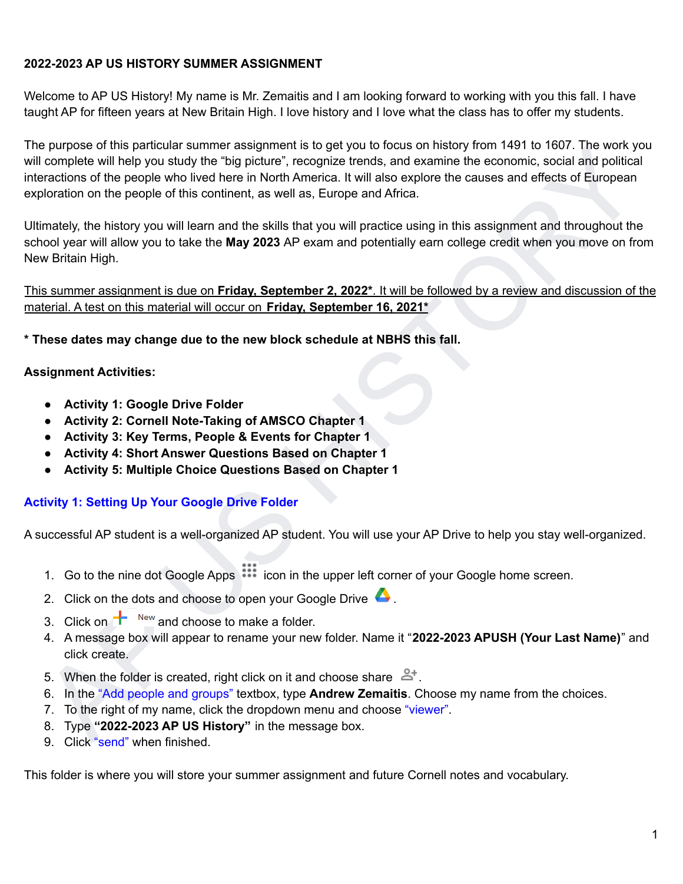**2022-2023 AP US HISTORY SUMMER ASSIGNMENT**

Welcome to AP US History! My name is Mr. Zemaitis and I am looking forward to working with you this fall. I have taught AP for fifteen years at New Britain High. I love history and I love what the class has to offer my students.

The purpose of this particular summer assignment is to get you to focus on history from 1491 to 1607. The work you will complete will help you study the "big picture", recognize trends, and examine the economic, social and political interactions of the people who lived here in North America. It will also explore the causes and effects of European exploration on the people of this continent, as well as, Europe and Africa.

Ultimately, the history you will learn and the skills that you will practice using in this assignment and throughout the school year will allow you to take the **May 2023** AP exam and potentially earn college credit when you move on from New Britain High.

<u>This summer assignment is due on **Friday, September 2, 2022***. It will be followed by a review and discussion of the material. A test on this material will occur on **Friday, September 16, 2021***</u>

**\* These dates may change due to the new block schedule at NBHS this fall.**

**Assignment Activities:**

- **Activity 1: Google Drive Folder**
- **Activity 2: Cornell Note-Taking of AMSCO Chapter 1**
- **Activity 3: Key Terms, People & Events for Chapter 1**
- **Activity 4: Short Answer Questions Based on Chapter 1**
- **Activity 5: Multiple Choice Questions Based on Chapter 1**

## Activity 1: Setting Up Your Google Drive Folder

A successful AP student is a well-organized AP student. You will use your AP Drive to help you stay well-organized.

1. Go to the nine dot Google Apps icon in the upper left corner of your Google home screen.
2. Click on the dots and choose to open your Google Drive.
3. Click on New and choose to make a folder.
4. A message box will appear to rename your new folder. Name it "**2022-2023 APUSH (Your Last Name)**" and click create.
5. When the folder is created, right click on it and choose share.
6. In the "Add people and groups" textbox, type **Andrew Zemaitis**. Choose my name from the choices.
7. To the right of my name, click the dropdown menu and choose "viewer".
8. Type **"2022-2023 AP US History"** in the message box.
9. Click "send" when finished.

This folder is where you will store your summer assignment and future Cornell notes and vocabulary.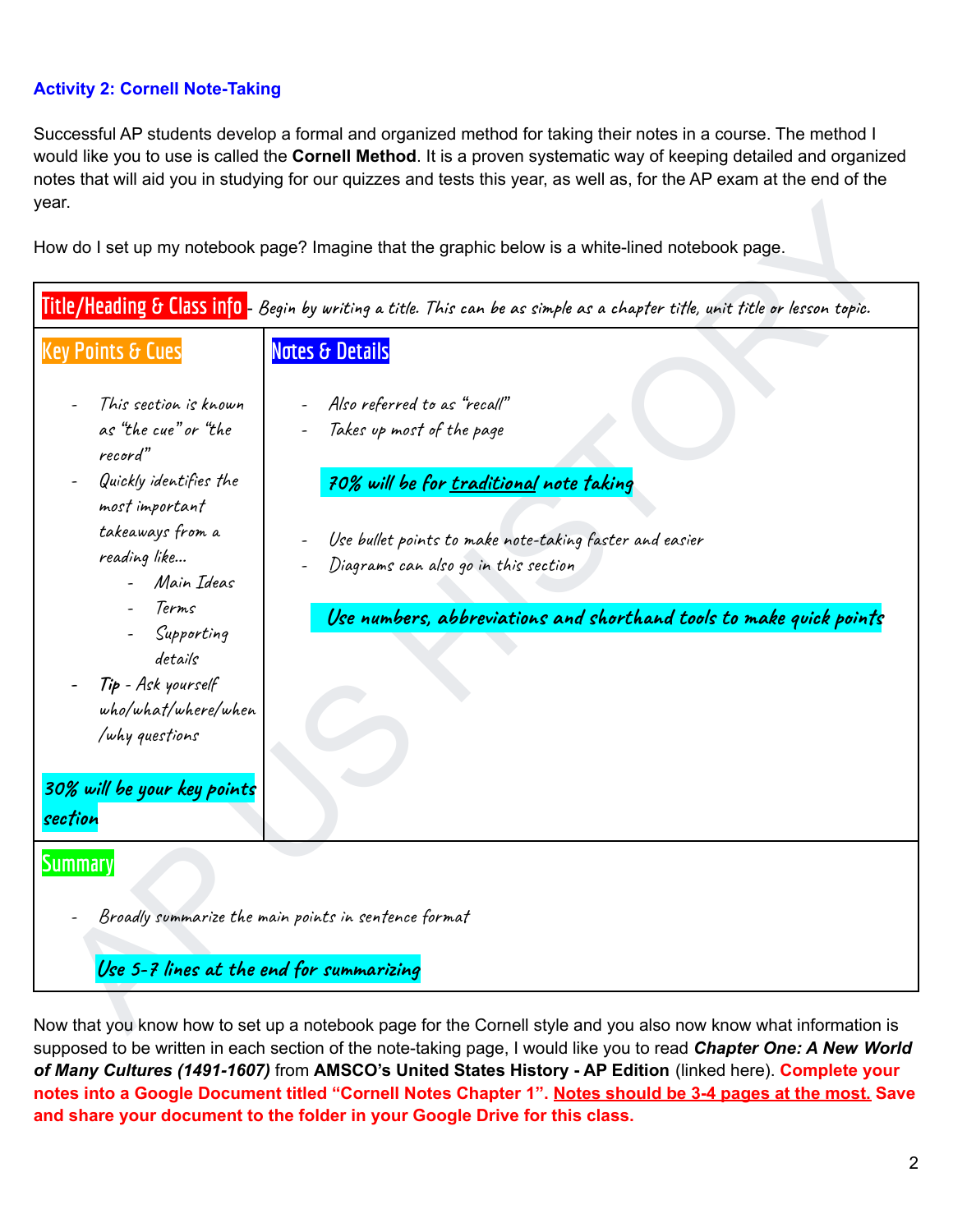**Activity 2: Cornell Note-Taking**

Successful AP students develop a formal and organized method for taking their notes in a course. The method I would like you to use is called the **Cornell Method**. It is a proven systematic way of keeping detailed and organized notes that will aid you in studying for our quizzes and tests this year, as well as, for the AP exam at the end of the year.

How do I set up my notebook page? Imagine that the graphic below is a white-lined notebook page.

| Title/Heading & Class info - *Begin by writing a title. This can be as simple as a chapter title, unit title or lesson topic.* | |
|---|---|
| **Key Points & Cues**<br><br>- *This section is known as "the cue" or "the record"*<br>- *Quickly identifies the most important takeaways from a reading like...*<br>&nbsp;&nbsp;- *Main Ideas*<br>&nbsp;&nbsp;- *Terms*<br>&nbsp;&nbsp;- *Supporting details*<br>- *Tip - Ask yourself who/what/where/when /why questions*<br><br>***30% will be your key points section*** | **Notes & Details**<br><br>- *Also referred to as "recall"*<br>- *Takes up most of the page*<br><br>***70% will be for traditional note taking***<br><br>- *Use bullet points to make note-taking faster and easier*<br>- *Diagrams can also go in this section*<br><br>***Use numbers, abbreviations and shorthand tools to make quick points*** |
| **Summary**<br><br>- *Broadly summarize the main points in sentence format*<br><br>***Use 5-7 lines at the end for summarizing*** | |

Now that you know how to set up a notebook page for the Cornell style and you also now know what information is supposed to be written in each section of the note-taking page, I would like you to read ***Chapter One: A New World of Many Cultures (1491-1607)*** from **AMSCO's United States History - AP Edition** (linked here). **Complete your notes into a Google Document titled "Cornell Notes Chapter 1". Notes should be 3-4 pages at the most. Save and share your document to the folder in your Google Drive for this class.**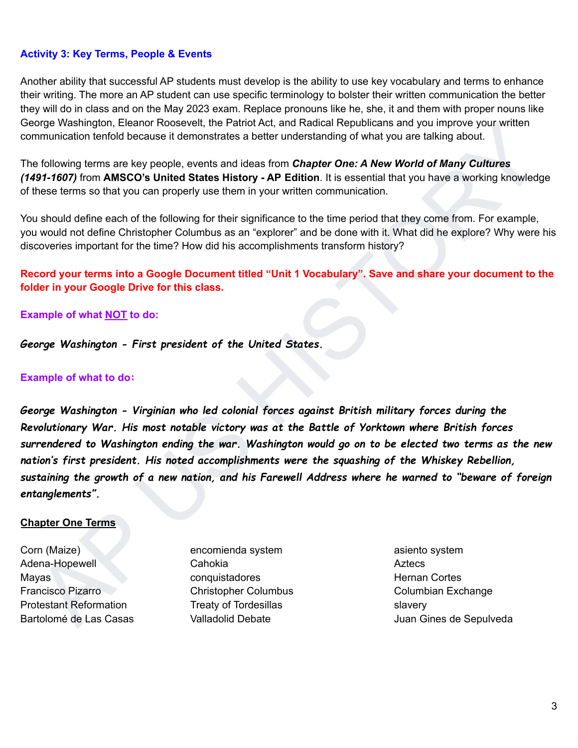### Activity 3: Key Terms, People & Events

Another ability that successful AP students must develop is the ability to use key vocabulary and terms to enhance their writing. The more an AP student can use specific terminology to bolster their written communication the better they will do in class and on the May 2023 exam. Replace pronouns like he, she, it and them with proper nouns like George Washington, Eleanor Roosevelt, the Patriot Act, and Radical Republicans and you improve your written communication tenfold because it demonstrates a better understanding of what you are talking about.

The following terms are key people, events and ideas from ***Chapter One: A New World of Many Cultures (1491-1607)*** from **AMSCO's United States History - AP Edition**. It is essential that you have a working knowledge of these terms so that you can properly use them in your written communication.

You should define each of the following for their significance to the time period that they come from. For example, you would not define Christopher Columbus as an "explorer" and be done with it. What did he explore? Why were his discoveries important for the time? How did his accomplishments transform history?

**Record your terms into a Google Document titled "Unit 1 Vocabulary". Save and share your document to the folder in your Google Drive for this class.**

**Example of what NOT to do:**

***George Washington - First president of the United States.***

**Example of what to do:**

***George Washington - Virginian who led colonial forces against British military forces during the Revolutionary War. His most notable victory was at the Battle of Yorktown where British forces surrendered to Washington ending the war. Washington would go on to be elected two terms as the new nation's first president. His noted accomplishments were the squashing of the Whiskey Rebellion, sustaining the growth of a new nation, and his Farewell Address where he warned to "beware of foreign entanglements".***

**Chapter One Terms**

| | | |
|---|---|---|
| Corn (Maize) | encomienda system | asiento system |
| Adena-Hopewell | Cahokia | Aztecs |
| Mayas | conquistadores | Hernan Cortes |
| Francisco Pizarro | Christopher Columbus | Columbian Exchange |
| Protestant Reformation | Treaty of Tordesillas | slavery |
| Bartolomé de Las Casas | Valladolid Debate | Juan Gines de Sepulveda |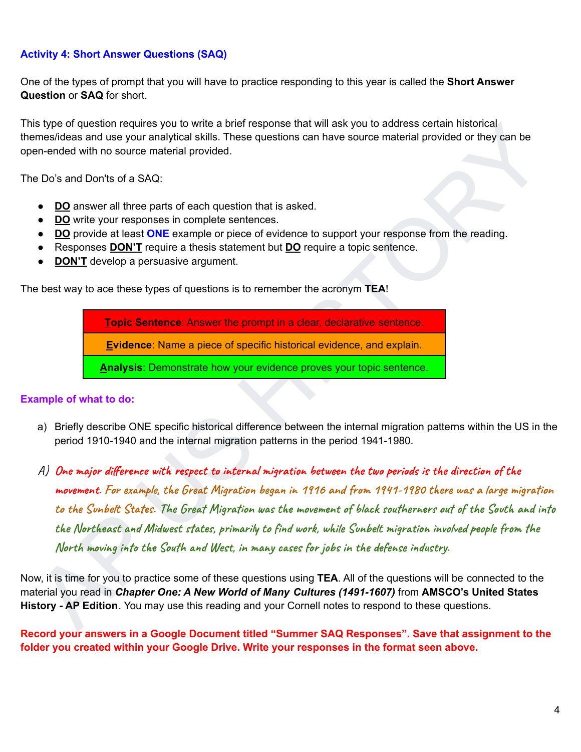### Activity 4: Short Answer Questions (SAQ)

One of the types of prompt that you will have to practice responding to this year is called the **Short Answer Question** or **SAQ** for short.

This type of question requires you to write a brief response that will ask you to address certain historical themes/ideas and use your analytical skills. These questions can have source material provided or they can be open-ended with no source material provided.

The Do's and Don'ts of a SAQ:

- **DO** answer all three parts of each question that is asked.
- **DO** write your responses in complete sentences.
- **DO** provide at least **ONE** example or piece of evidence to support your response from the reading.
- Responses **DON'T** require a thesis statement but **DO** require a topic sentence.
- **DON'T** develop a persuasive argument.

The best way to ace these types of questions is to remember the acronym **TEA**!

| **Topic Sentence**: Answer the prompt in a clear, declarative sentence. |
|---|
| **Evidence**: Name a piece of specific historical evidence, and explain. |
| **Analysis**: Demonstrate how your evidence proves your topic sentence. |

**Example of what to do:**

a) Briefly describe ONE specific historical difference between the internal migration patterns within the US in the period 1910-1940 and the internal migration patterns in the period 1941-1980.

*A) One major difference with respect to internal migration between the two periods is the direction of the movement. For example, the Great Migration began in 1916 and from 1941-1980 there was a large migration to the Sunbelt States. The Great Migration was the movement of black southerners out of the South and into the Northeast and Midwest states, primarily to find work, while Sunbelt migration involved people from the North moving into the South and West, in many cases for jobs in the defense industry.*

Now, it is time for you to practice some of these questions using **TEA**. All of the questions will be connected to the material you read in ***Chapter One: A New World of Many Cultures (1491-1607)*** from **AMSCO's United States History - AP Edition**. You may use this reading and your Cornell notes to respond to these questions.

**Record your answers in a Google Document titled "Summer SAQ Responses". Save that assignment to the folder you created within your Google Drive. Write your responses in the format seen above.**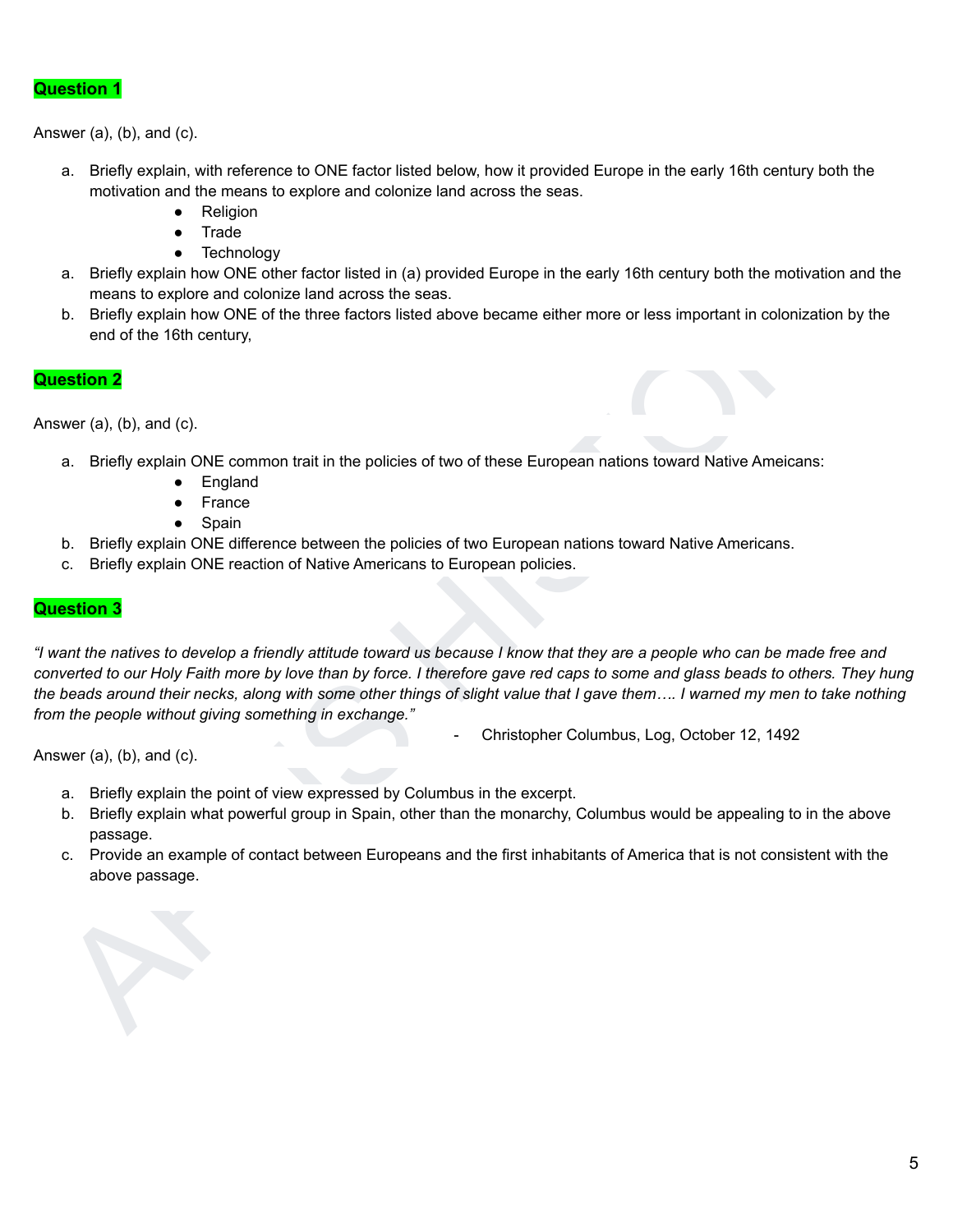**Question 1**

Answer (a), (b), and (c).

a. Briefly explain, with reference to ONE factor listed below, how it provided Europe in the early 16th century both the motivation and the means to explore and colonize land across the seas.
    - Religion
    - Trade
    - Technology
a. Briefly explain how ONE other factor listed in (a) provided Europe in the early 16th century both the motivation and the means to explore and colonize land across the seas.
b. Briefly explain how ONE of the three factors listed above became either more or less important in colonization by the end of the 16th century,

**Question 2**

Answer (a), (b), and (c).

a. Briefly explain ONE common trait in the policies of two of these European nations toward Native Ameicans:
    - England
    - France
    - Spain
b. Briefly explain ONE difference between the policies of two European nations toward Native Americans.
c. Briefly explain ONE reaction of Native Americans to European policies.

**Question 3**

*"I want the natives to develop a friendly attitude toward us because I know that they are a people who can be made free and converted to our Holy Faith more by love than by force. I therefore gave red caps to some and glass beads to others. They hung the beads around their necks, along with some other things of slight value that I gave them…. I warned my men to take nothing from the people without giving something in exchange."*

- Christopher Columbus, Log, October 12, 1492

Answer (a), (b), and (c).

a. Briefly explain the point of view expressed by Columbus in the excerpt.
b. Briefly explain what powerful group in Spain, other than the monarchy, Columbus would be appealing to in the above passage.
c. Provide an example of contact between Europeans and the first inhabitants of America that is not consistent with the above passage.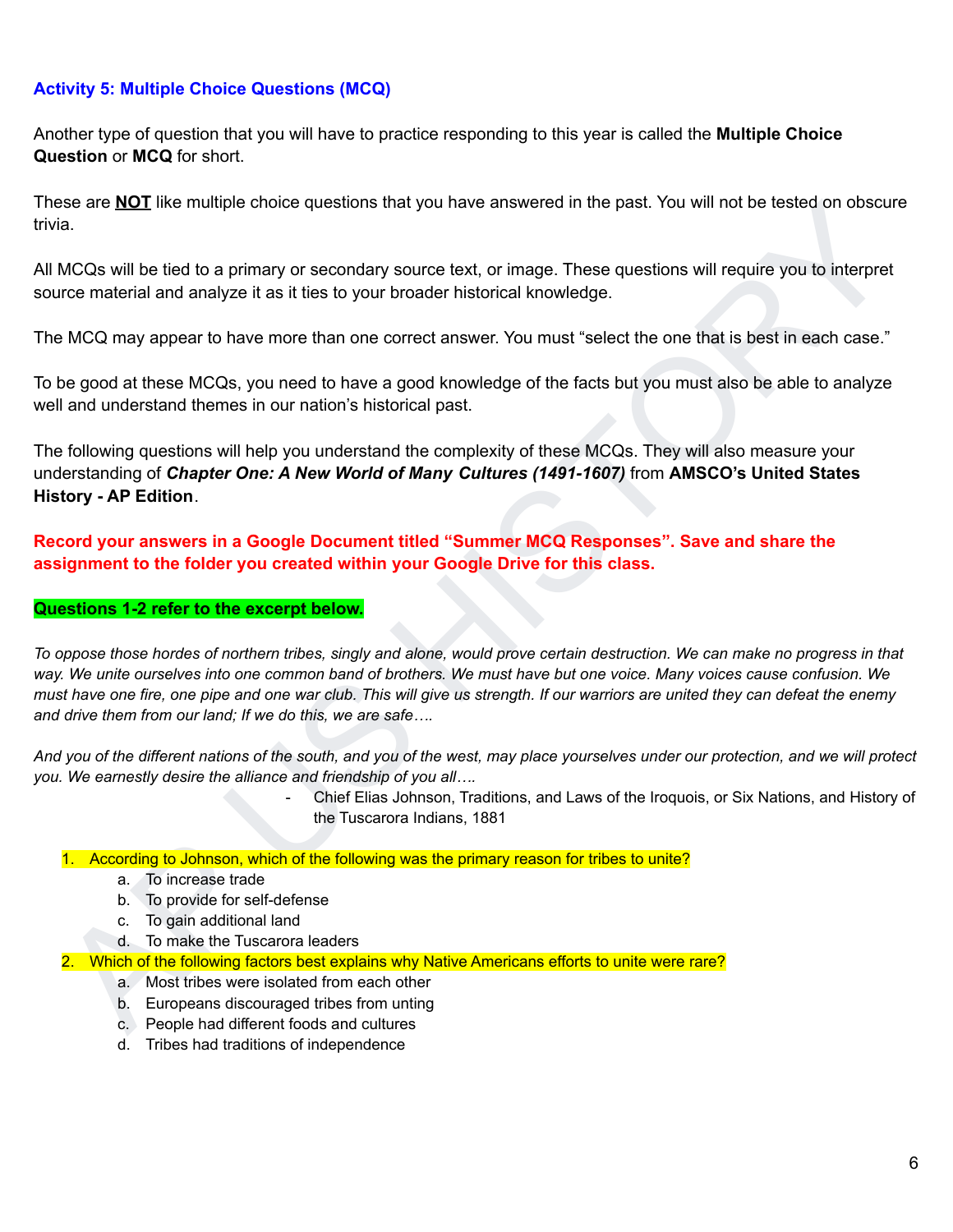### Activity 5: Multiple Choice Questions (MCQ)

Another type of question that you will have to practice responding to this year is called the **Multiple Choice Question** or **MCQ** for short.

These are **NOT** like multiple choice questions that you have answered in the past. You will not be tested on obscure trivia.

All MCQs will be tied to a primary or secondary source text, or image. These questions will require you to interpret source material and analyze it as it ties to your broader historical knowledge.

The MCQ may appear to have more than one correct answer. You must "select the one that is best in each case."

To be good at these MCQs, you need to have a good knowledge of the facts but you must also be able to analyze well and understand themes in our nation's historical past.

The following questions will help you understand the complexity of these MCQs. They will also measure your understanding of ***Chapter One: A New World of Many Cultures (1491-1607)*** from **AMSCO's United States History - AP Edition**.

**Record your answers in a Google Document titled "Summer MCQ Responses". Save and share the assignment to the folder you created within your Google Drive for this class.**

**Questions 1-2 refer to the excerpt below.**

*To oppose those hordes of northern tribes, singly and alone, would prove certain destruction. We can make no progress in that way. We unite ourselves into one common band of brothers. We must have but one voice. Many voices cause confusion. We must have one fire, one pipe and one war club. This will give us strength. If our warriors are united they can defeat the enemy and drive them from our land; If we do this, we are safe….*

*And you of the different nations of the south, and you of the west, may place yourselves under our protection, and we will protect you. We earnestly desire the alliance and friendship of you all….*

- Chief Elias Johnson, Traditions, and Laws of the Iroquois, or Six Nations, and History of the Tuscarora Indians, 1881

1. According to Johnson, which of the following was the primary reason for tribes to unite?
    a. To increase trade
    b. To provide for self-defense
    c. To gain additional land
    d. To make the Tuscarora leaders
2. Which of the following factors best explains why Native Americans efforts to unite were rare?
    a. Most tribes were isolated from each other
    b. Europeans discouraged tribes from unting
    c. People had different foods and cultures
    d. Tribes had traditions of independence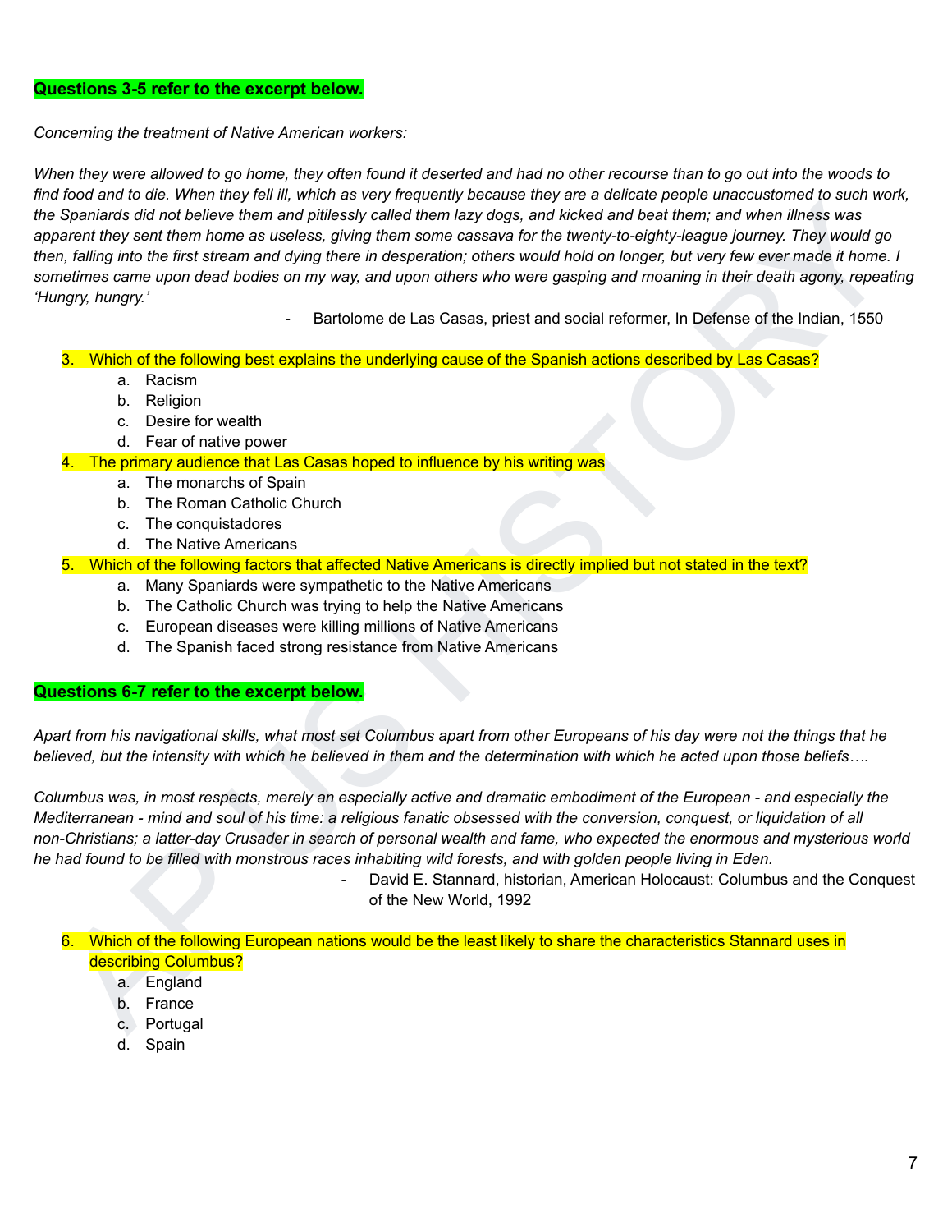**Questions 3-5 refer to the excerpt below.**

*Concerning the treatment of Native American workers:*

*When they were allowed to go home, they often found it deserted and had no other recourse than to go out into the woods to find food and to die. When they fell ill, which as very frequently because they are a delicate people unaccustomed to such work, the Spaniards did not believe them and pitilessly called them lazy dogs, and kicked and beat them; and when illness was apparent they sent them home as useless, giving them some cassava for the twenty-to-eighty-league journey. They would go then, falling into the first stream and dying there in desperation; others would hold on longer, but very few ever made it home. I sometimes came upon dead bodies on my way, and upon others who were gasping and moaning in their death agony, repeating 'Hungry, hungry.'*

- Bartolome de Las Casas, priest and social reformer, In Defense of the Indian, 1550

3. Which of the following best explains the underlying cause of the Spanish actions described by Las Casas?
   a. Racism
   b. Religion
   c. Desire for wealth
   d. Fear of native power
4. The primary audience that Las Casas hoped to influence by his writing was
   a. The monarchs of Spain
   b. The Roman Catholic Church
   c. The conquistadores
   d. The Native Americans
5. Which of the following factors that affected Native Americans is directly implied but not stated in the text?
   a. Many Spaniards were sympathetic to the Native Americans
   b. The Catholic Church was trying to help the Native Americans
   c. European diseases were killing millions of Native Americans
   d. The Spanish faced strong resistance from Native Americans

**Questions 6-7 refer to the excerpt below.**

*Apart from his navigational skills, what most set Columbus apart from other Europeans of his day were not the things that he believed, but the intensity with which he believed in them and the determination with which he acted upon those beliefs….*

*Columbus was, in most respects, merely an especially active and dramatic embodiment of the European - and especially the Mediterranean - mind and soul of his time: a religious fanatic obsessed with the conversion, conquest, or liquidation of all non-Christians; a latter-day Crusader in search of personal wealth and fame, who expected the enormous and mysterious world he had found to be filled with monstrous races inhabiting wild forests, and with golden people living in Eden.*

- David E. Stannard, historian, American Holocaust: Columbus and the Conquest of the New World, 1992

6. Which of the following European nations would be the least likely to share the characteristics Stannard uses in describing Columbus?
   a. England
   b. France
   c. Portugal
   d. Spain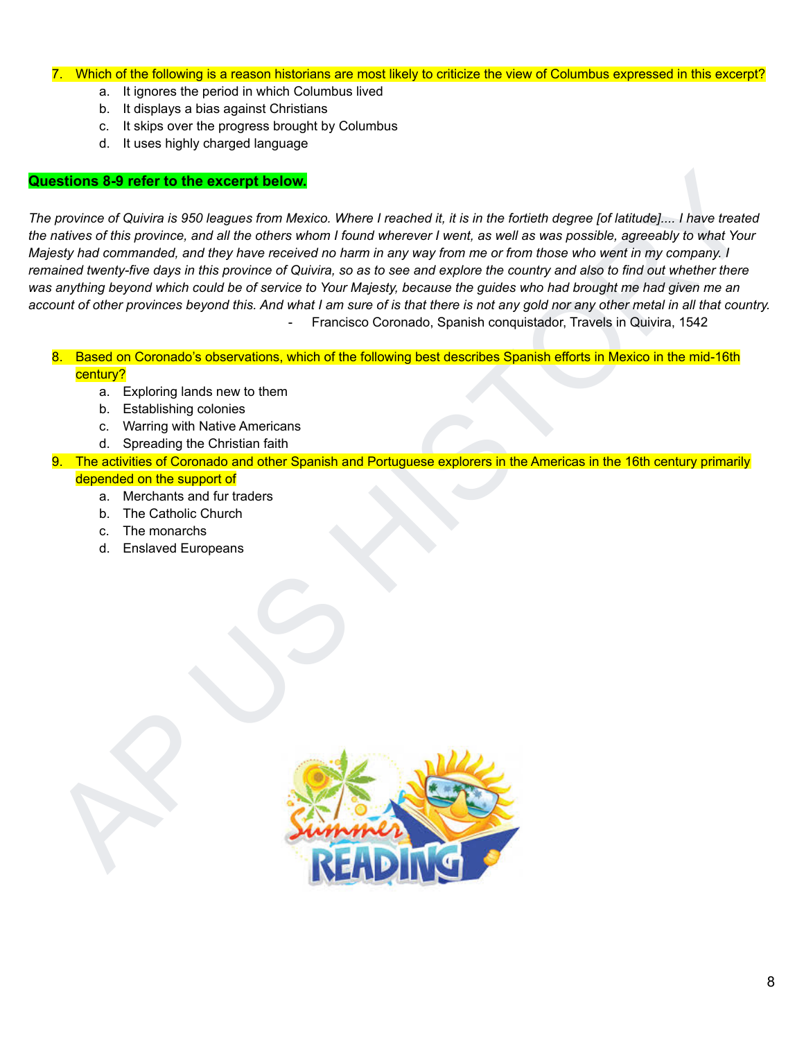7. Which of the following is a reason historians are most likely to criticize the view of Columbus expressed in this excerpt?
    a. It ignores the period in which Columbus lived
    b. It displays a bias against Christians
    c. It skips over the progress brought by Columbus
    d. It uses highly charged language

**Questions 8-9 refer to the excerpt below.**

*The province of Quivira is 950 leagues from Mexico. Where I reached it, it is in the fortieth degree [of latitude].... I have treated the natives of this province, and all the others whom I found wherever I went, as well as was possible, agreeably to what Your Majesty had commanded, and they have received no harm in any way from me or from those who went in my company. I remained twenty-five days in this province of Quivira, so as to see and explore the country and also to find out whether there was anything beyond which could be of service to Your Majesty, because the guides who had brought me had given me an account of other provinces beyond this. And what I am sure of is that there is not any gold nor any other metal in all that country.*

- Francisco Coronado, Spanish conquistador, Travels in Quivira, 1542

8. Based on Coronado's observations, which of the following best describes Spanish efforts in Mexico in the mid-16th century?
    a. Exploring lands new to them
    b. Establishing colonies
    c. Warring with Native Americans
    d. Spreading the Christian faith
9. The activities of Coronado and other Spanish and Portuguese explorers in the Americas in the 16th century primarily depended on the support of
    a. Merchants and fur traders
    b. The Catholic Church
    c. The monarchs
    d. Enslaved Europeans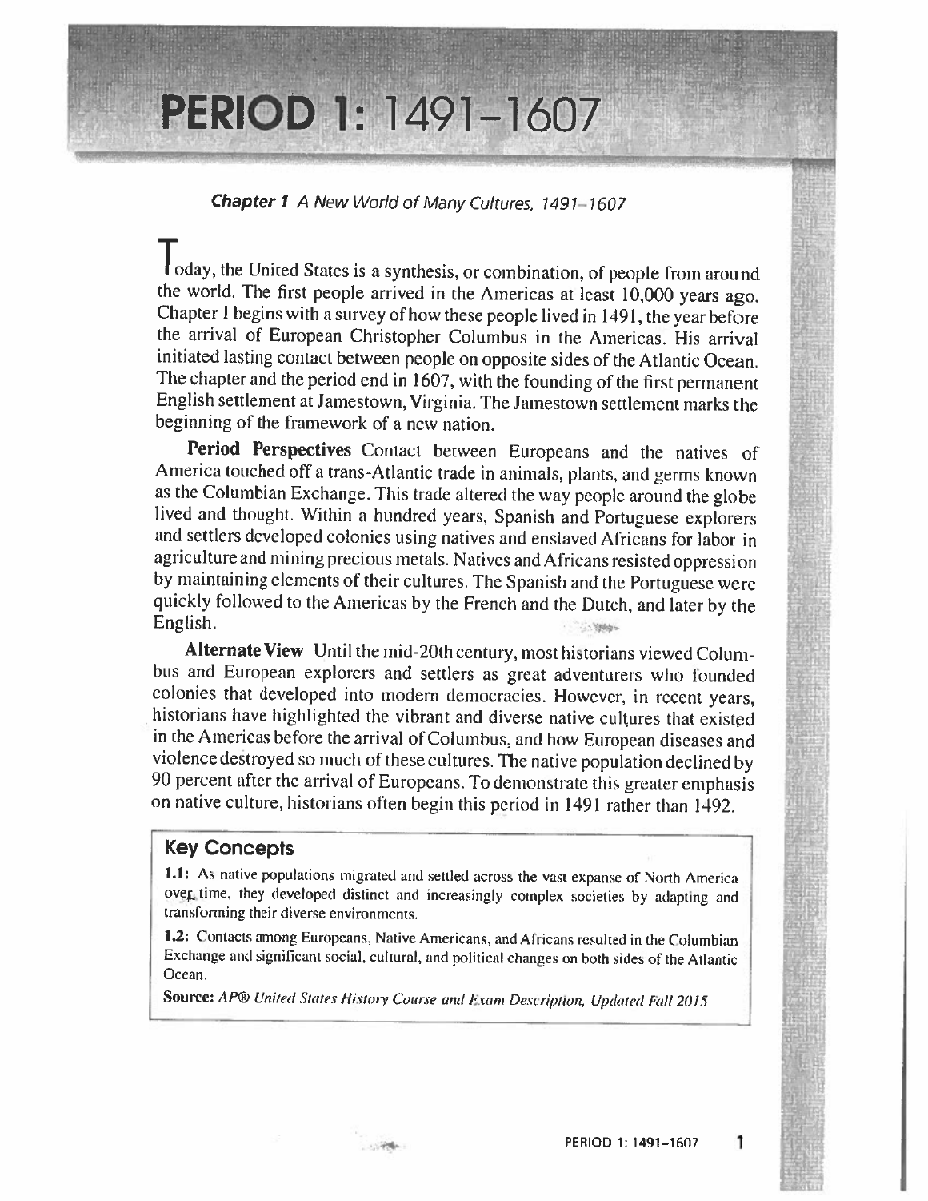# PERIOD 1: 1491–1607

***Chapter 1*** *A New World of Many Cultures, 1491–1607*

Today, the United States is a synthesis, or combination, of people from around the world. The first people arrived in the Americas at least 10,000 years ago. Chapter 1 begins with a survey of how these people lived in 1491, the year before the arrival of European Christopher Columbus in the Americas. His arrival initiated lasting contact between people on opposite sides of the Atlantic Ocean. The chapter and the period end in 1607, with the founding of the first permanent English settlement at Jamestown, Virginia. The Jamestown settlement marks the beginning of the framework of a new nation.

**Period Perspectives** Contact between Europeans and the natives of America touched off a trans-Atlantic trade in animals, plants, and germs known as the Columbian Exchange. This trade altered the way people around the globe lived and thought. Within a hundred years, Spanish and Portuguese explorers and settlers developed colonies using natives and enslaved Africans for labor in agriculture and mining precious metals. Natives and Africans resisted oppression by maintaining elements of their cultures. The Spanish and the Portuguese were quickly followed to the Americas by the French and the Dutch, and later by the English.

**Alternate View** Until the mid-20th century, most historians viewed Columbus and European explorers and settlers as great adventurers who founded colonies that developed into modern democracies. However, in recent years, historians have highlighted the vibrant and diverse native cultures that existed in the Americas before the arrival of Columbus, and how European diseases and violence destroyed so much of these cultures. The native population declined by 90 percent after the arrival of Europeans. To demonstrate this greater emphasis on native culture, historians often begin this period in 1491 rather than 1492.

## Key Concepts

**1.1:** As native populations migrated and settled across the vast expanse of North America over time, they developed distinct and increasingly complex societies by adapting and transforming their diverse environments.

**1.2:** Contacts among Europeans, Native Americans, and Africans resulted in the Columbian Exchange and significant social, cultural, and political changes on both sides of the Atlantic Ocean.

**Source:** *AP® United States History Course and Exam Description, Updated Fall 2015*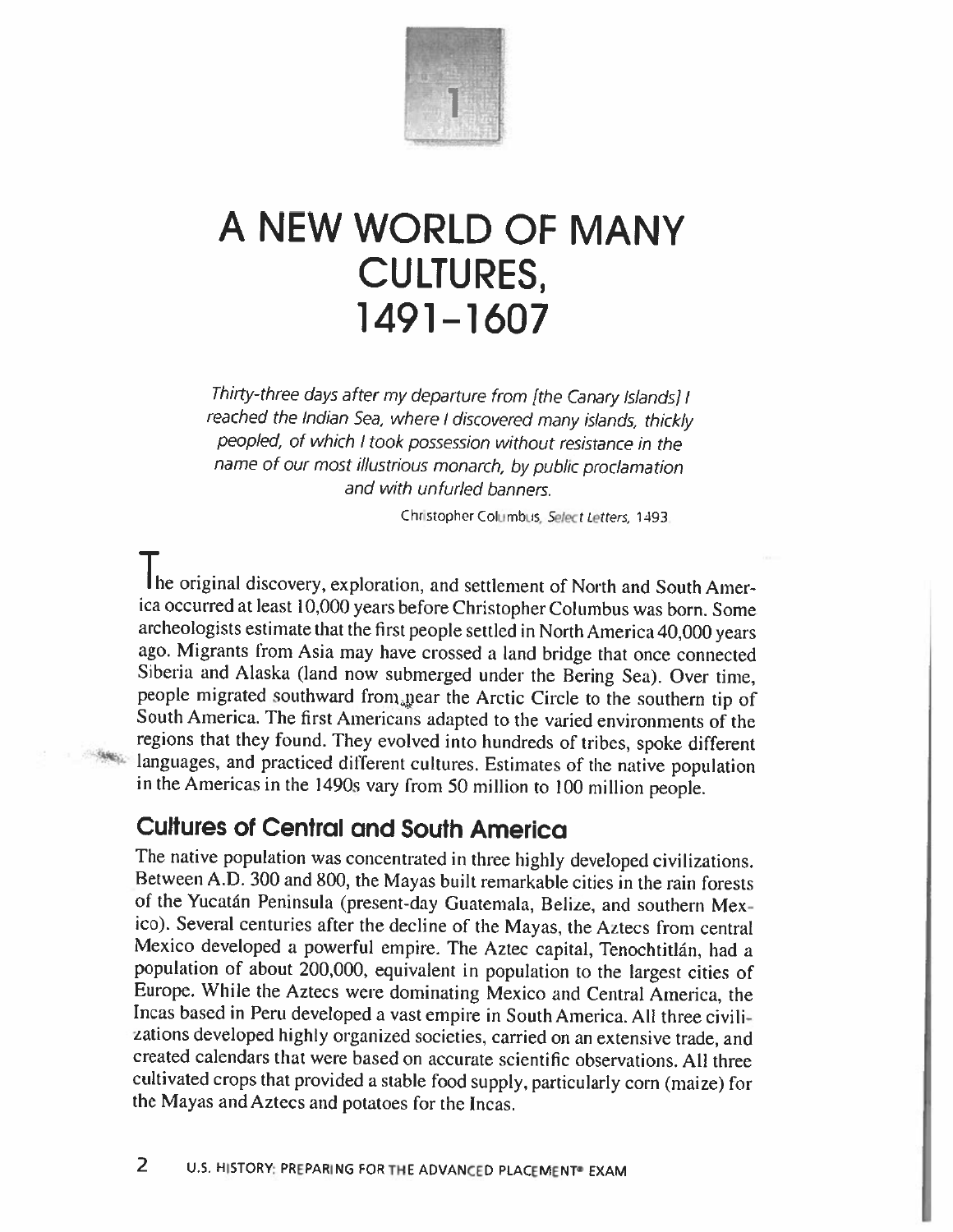1

# A NEW WORLD OF MANY CULTURES, 1491–1607

*Thirty-three days after my departure from [the Canary Islands] I reached the Indian Sea, where I discovered many islands, thickly peopled, of which I took possession without resistance in the name of our most illustrious monarch, by public proclamation and with unfurled banners.*

Christopher Columbus, *Select Letters*, 1493

The original discovery, exploration, and settlement of North and South America occurred at least 10,000 years before Christopher Columbus was born. Some archeologists estimate that the first people settled in North America 40,000 years ago. Migrants from Asia may have crossed a land bridge that once connected Siberia and Alaska (land now submerged under the Bering Sea). Over time, people migrated southward from near the Arctic Circle to the southern tip of South America. The first Americans adapted to the varied environments of the regions that they found. They evolved into hundreds of tribes, spoke different languages, and practiced different cultures. Estimates of the native population in the Americas in the 1490s vary from 50 million to 100 million people.

## Cultures of Central and South America

The native population was concentrated in three highly developed civilizations. Between A.D. 300 and 800, the Mayas built remarkable cities in the rain forests of the Yucatán Peninsula (present-day Guatemala, Belize, and southern Mexico). Several centuries after the decline of the Mayas, the Aztecs from central Mexico developed a powerful empire. The Aztec capital, Tenochtitlán, had a population of about 200,000, equivalent in population to the largest cities of Europe. While the Aztecs were dominating Mexico and Central America, the Incas based in Peru developed a vast empire in South America. All three civilizations developed highly organized societies, carried on an extensive trade, and created calendars that were based on accurate scientific observations. All three cultivated crops that provided a stable food supply, particularly corn (maize) for the Mayas and Aztecs and potatoes for the Incas.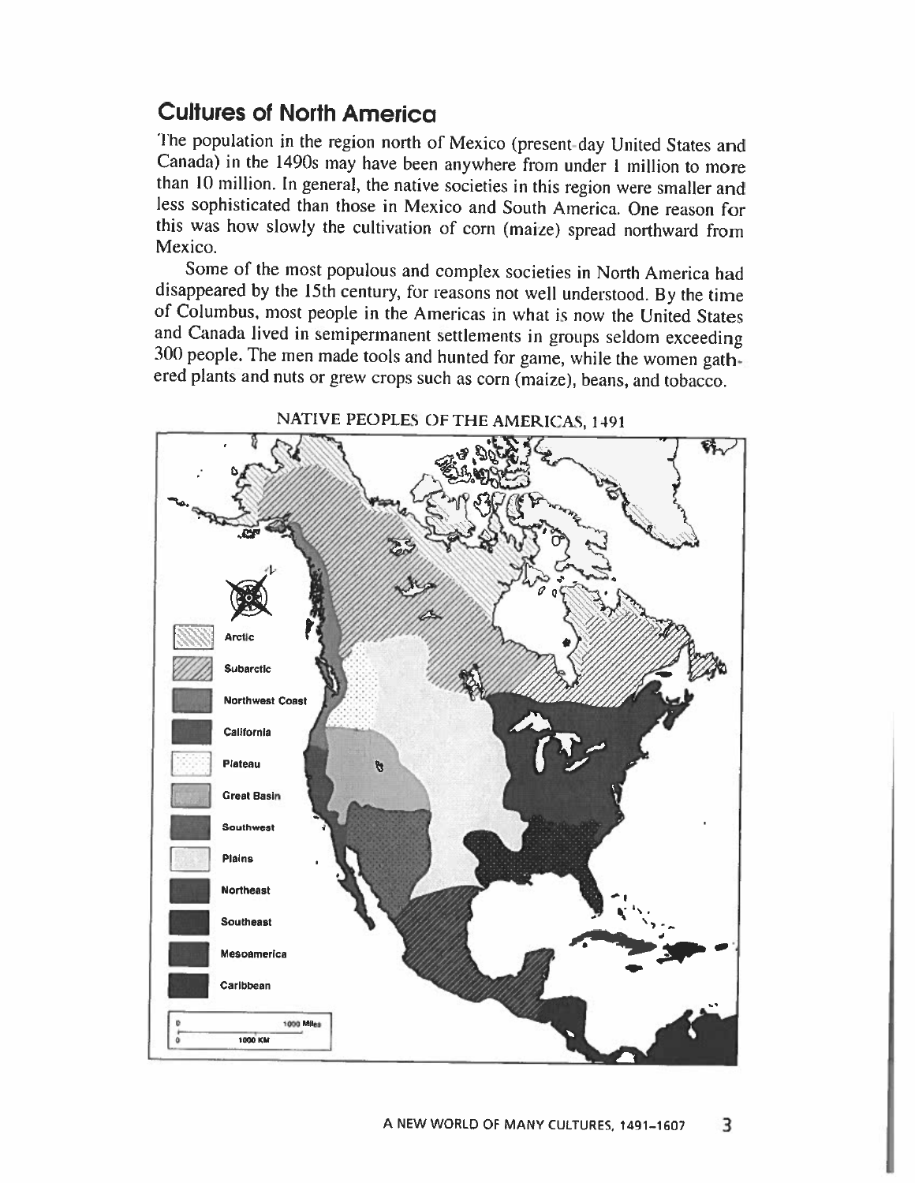## Cultures of North America

The population in the region north of Mexico (present-day United States and Canada) in the 1490s may have been anywhere from under 1 million to more than 10 million. In general, the native societies in this region were smaller and less sophisticated than those in Mexico and South America. One reason for this was how slowly the cultivation of corn (maize) spread northward from Mexico.

Some of the most populous and complex societies in North America had disappeared by the 15th century, for reasons not well understood. By the time of Columbus, most people in the Americas in what is now the United States and Canada lived in semipermanent settlements in groups seldom exceeding 300 people. The men made tools and hunted for game, while the women gathered plants and nuts or grew crops such as corn (maize), beans, and tobacco.

NATIVE PEOPLES OF THE AMERICAS, 1491

Arctic
Subarctic
Northwest Coast
California
Plateau
Great Basin
Southwest
Plains
Northeast
Southeast
Mesoamerica
Caribbean

0 1000 Miles
0 1000 KM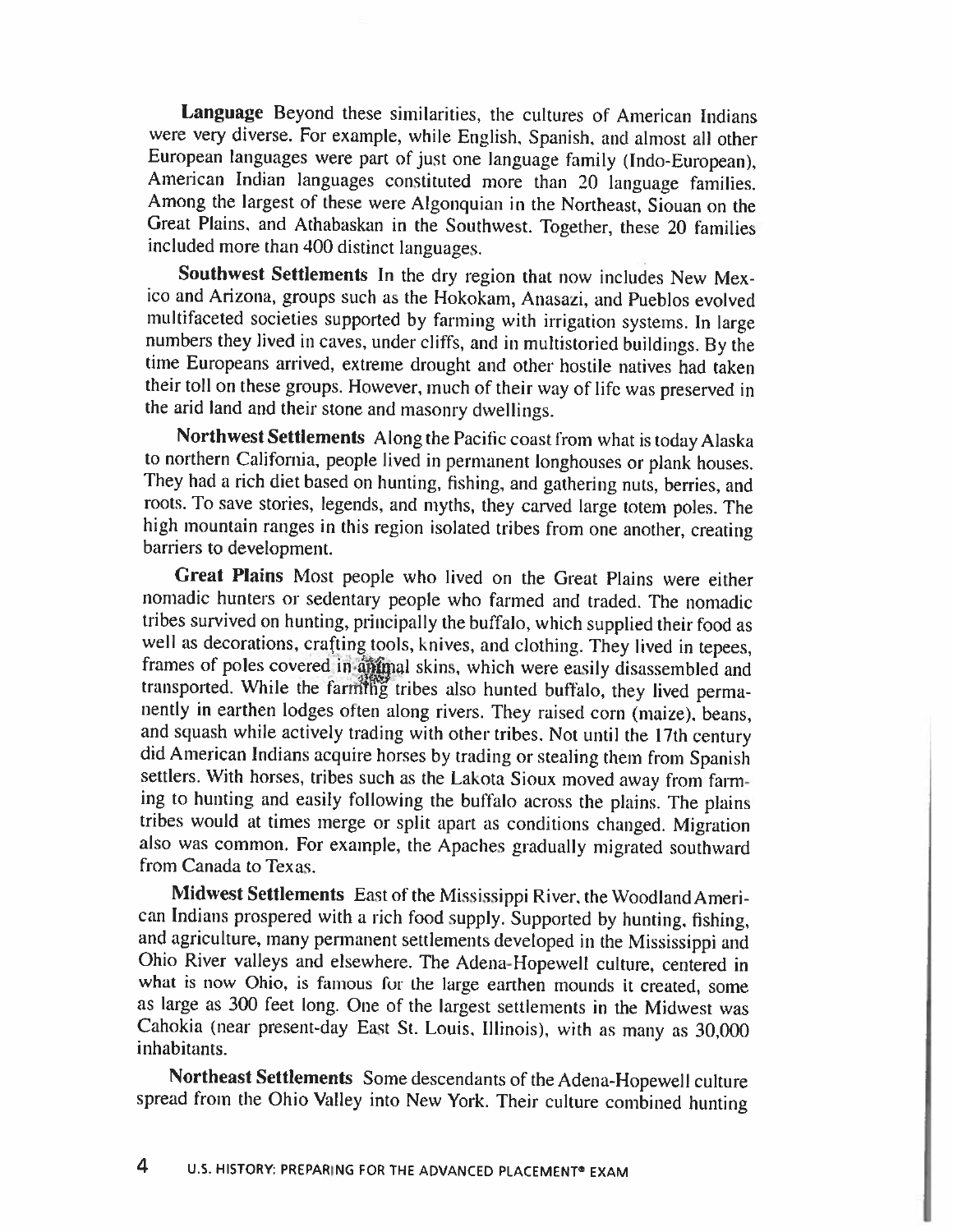**Language** Beyond these similarities, the cultures of American Indians were very diverse. For example, while English, Spanish, and almost all other European languages were part of just one language family (Indo-European), American Indian languages constituted more than 20 language families. Among the largest of these were Algonquian in the Northeast, Siouan on the Great Plains, and Athabaskan in the Southwest. Together, these 20 families included more than 400 distinct languages.

**Southwest Settlements** In the dry region that now includes New Mexico and Arizona, groups such as the Hokokam, Anasazi, and Pueblos evolved multifaceted societies supported by farming with irrigation systems. In large numbers they lived in caves, under cliffs, and in multistoried buildings. By the time Europeans arrived, extreme drought and other hostile natives had taken their toll on these groups. However, much of their way of life was preserved in the arid land and their stone and masonry dwellings.

**Northwest Settlements** Along the Pacific coast from what is today Alaska to northern California, people lived in permanent longhouses or plank houses. They had a rich diet based on hunting, fishing, and gathering nuts, berries, and roots. To save stories, legends, and myths, they carved large totem poles. The high mountain ranges in this region isolated tribes from one another, creating barriers to development.

**Great Plains** Most people who lived on the Great Plains were either nomadic hunters or sedentary people who farmed and traded. The nomadic tribes survived on hunting, principally the buffalo, which supplied their food as well as decorations, crafting tools, knives, and clothing. They lived in tepees, frames of poles covered in animal skins, which were easily disassembled and transported. While the farming tribes also hunted buffalo, they lived permanently in earthen lodges often along rivers. They raised corn (maize), beans, and squash while actively trading with other tribes. Not until the 17th century did American Indians acquire horses by trading or stealing them from Spanish settlers. With horses, tribes such as the Lakota Sioux moved away from farming to hunting and easily following the buffalo across the plains. The plains tribes would at times merge or split apart as conditions changed. Migration also was common. For example, the Apaches gradually migrated southward from Canada to Texas.

**Midwest Settlements** East of the Mississippi River, the Woodland American Indians prospered with a rich food supply. Supported by hunting, fishing, and agriculture, many permanent settlements developed in the Mississippi and Ohio River valleys and elsewhere. The Adena-Hopewell culture, centered in what is now Ohio, is famous for the large earthen mounds it created, some as large as 300 feet long. One of the largest settlements in the Midwest was Cahokia (near present-day East St. Louis, Illinois), with as many as 30,000 inhabitants.

**Northeast Settlements** Some descendants of the Adena-Hopewell culture spread from the Ohio Valley into New York. Their culture combined hunting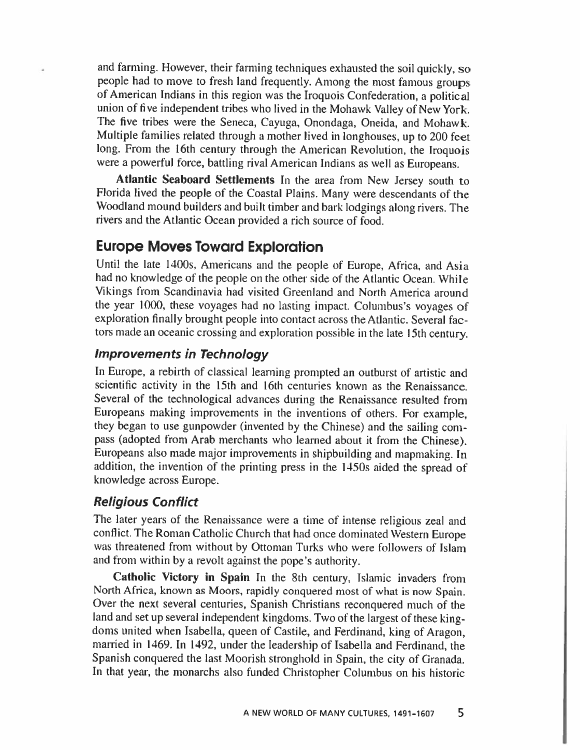and farming. However, their farming techniques exhausted the soil quickly, so people had to move to fresh land frequently. Among the most famous groups of American Indians in this region was the Iroquois Confederation, a political union of five independent tribes who lived in the Mohawk Valley of New York. The five tribes were the Seneca, Cayuga, Onondaga, Oneida, and Mohawk. Multiple families related through a mother lived in longhouses, up to 200 feet long. From the 16th century through the American Revolution, the Iroquois were a powerful force, battling rival American Indians as well as Europeans.

**Atlantic Seaboard Settlements** In the area from New Jersey south to Florida lived the people of the Coastal Plains. Many were descendants of the Woodland mound builders and built timber and bark lodgings along rivers. The rivers and the Atlantic Ocean provided a rich source of food.

## Europe Moves Toward Exploration

Until the late 1400s, Americans and the people of Europe, Africa, and Asia had no knowledge of the people on the other side of the Atlantic Ocean. While Vikings from Scandinavia had visited Greenland and North America around the year 1000, these voyages had no lasting impact. Columbus's voyages of exploration finally brought people into contact across the Atlantic. Several factors made an oceanic crossing and exploration possible in the late 15th century.

### *Improvements in Technology*

In Europe, a rebirth of classical learning prompted an outburst of artistic and scientific activity in the 15th and 16th centuries known as the Renaissance. Several of the technological advances during the Renaissance resulted from Europeans making improvements in the inventions of others. For example, they began to use gunpowder (invented by the Chinese) and the sailing compass (adopted from Arab merchants who learned about it from the Chinese). Europeans also made major improvements in shipbuilding and mapmaking. In addition, the invention of the printing press in the 1450s aided the spread of knowledge across Europe.

### *Religious Conflict*

The later years of the Renaissance were a time of intense religious zeal and conflict. The Roman Catholic Church that had once dominated Western Europe was threatened from without by Ottoman Turks who were followers of Islam and from within by a revolt against the pope's authority.

**Catholic Victory in Spain** In the 8th century, Islamic invaders from North Africa, known as Moors, rapidly conquered most of what is now Spain. Over the next several centuries, Spanish Christians reconquered much of the land and set up several independent kingdoms. Two of the largest of these kingdoms united when Isabella, queen of Castile, and Ferdinand, king of Aragon, married in 1469. In 1492, under the leadership of Isabella and Ferdinand, the Spanish conquered the last Moorish stronghold in Spain, the city of Granada. In that year, the monarchs also funded Christopher Columbus on his historic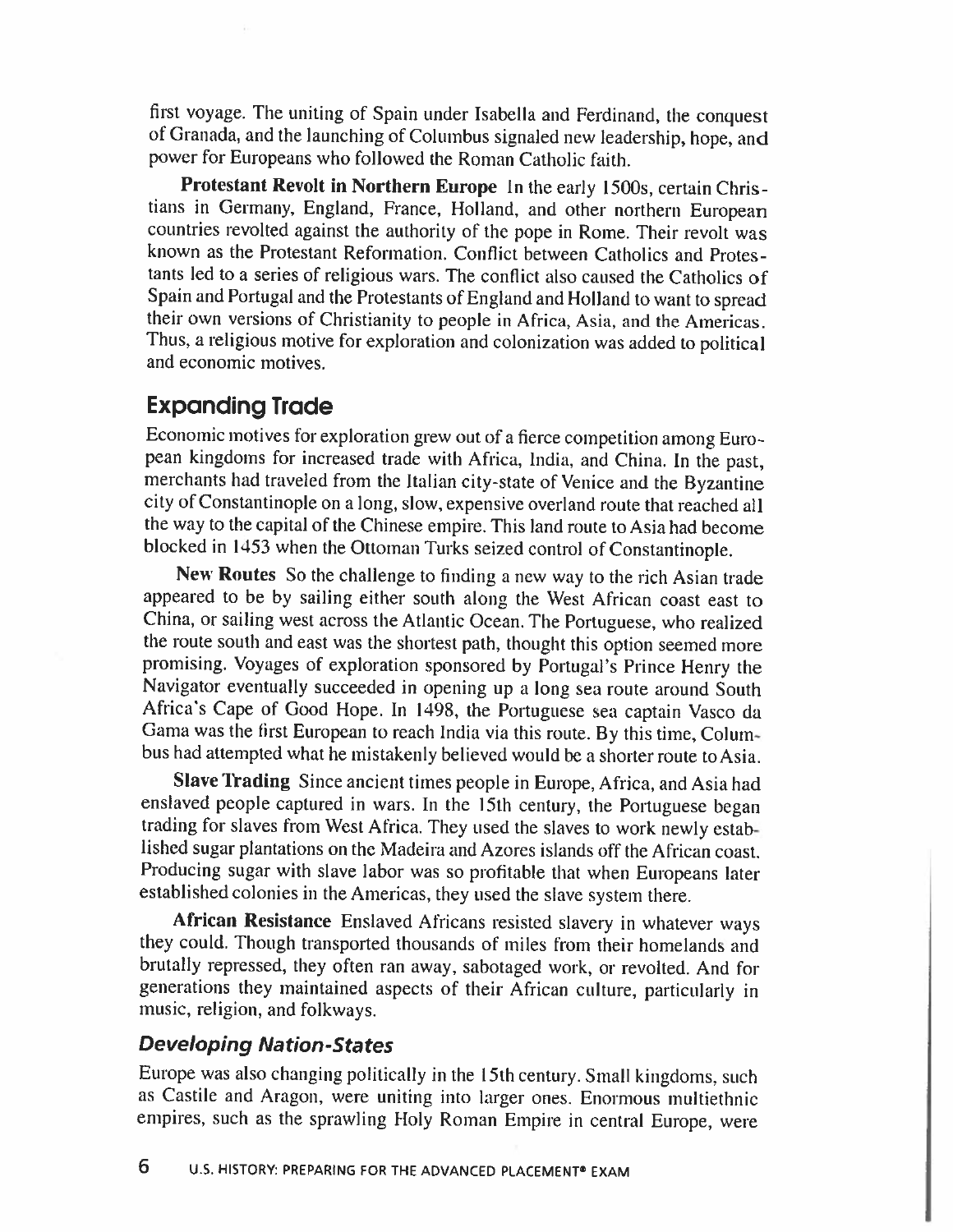first voyage. The uniting of Spain under Isabella and Ferdinand, the conquest of Granada, and the launching of Columbus signaled new leadership, hope, and power for Europeans who followed the Roman Catholic faith.

**Protestant Revolt in Northern Europe** In the early 1500s, certain Christians in Germany, England, France, Holland, and other northern European countries revolted against the authority of the pope in Rome. Their revolt was known as the Protestant Reformation. Conflict between Catholics and Protestants led to a series of religious wars. The conflict also caused the Catholics of Spain and Portugal and the Protestants of England and Holland to want to spread their own versions of Christianity to people in Africa, Asia, and the Americas. Thus, a religious motive for exploration and colonization was added to political and economic motives.

## Expanding Trade

Economic motives for exploration grew out of a fierce competition among European kingdoms for increased trade with Africa, India, and China. In the past, merchants had traveled from the Italian city-state of Venice and the Byzantine city of Constantinople on a long, slow, expensive overland route that reached all the way to the capital of the Chinese empire. This land route to Asia had become blocked in 1453 when the Ottoman Turks seized control of Constantinople.

**New Routes** So the challenge to finding a new way to the rich Asian trade appeared to be by sailing either south along the West African coast east to China, or sailing west across the Atlantic Ocean. The Portuguese, who realized the route south and east was the shortest path, thought this option seemed more promising. Voyages of exploration sponsored by Portugal's Prince Henry the Navigator eventually succeeded in opening up a long sea route around South Africa's Cape of Good Hope. In 1498, the Portuguese sea captain Vasco da Gama was the first European to reach India via this route. By this time, Columbus had attempted what he mistakenly believed would be a shorter route to Asia.

**Slave Trading** Since ancient times people in Europe, Africa, and Asia had enslaved people captured in wars. In the 15th century, the Portuguese began trading for slaves from West Africa. They used the slaves to work newly established sugar plantations on the Madeira and Azores islands off the African coast. Producing sugar with slave labor was so profitable that when Europeans later established colonies in the Americas, they used the slave system there.

**African Resistance** Enslaved Africans resisted slavery in whatever ways they could. Though transported thousands of miles from their homelands and brutally repressed, they often ran away, sabotaged work, or revolted. And for generations they maintained aspects of their African culture, particularly in music, religion, and folkways.

### *Developing Nation-States*

Europe was also changing politically in the 15th century. Small kingdoms, such as Castile and Aragon, were uniting into larger ones. Enormous multiethnic empires, such as the sprawling Holy Roman Empire in central Europe, were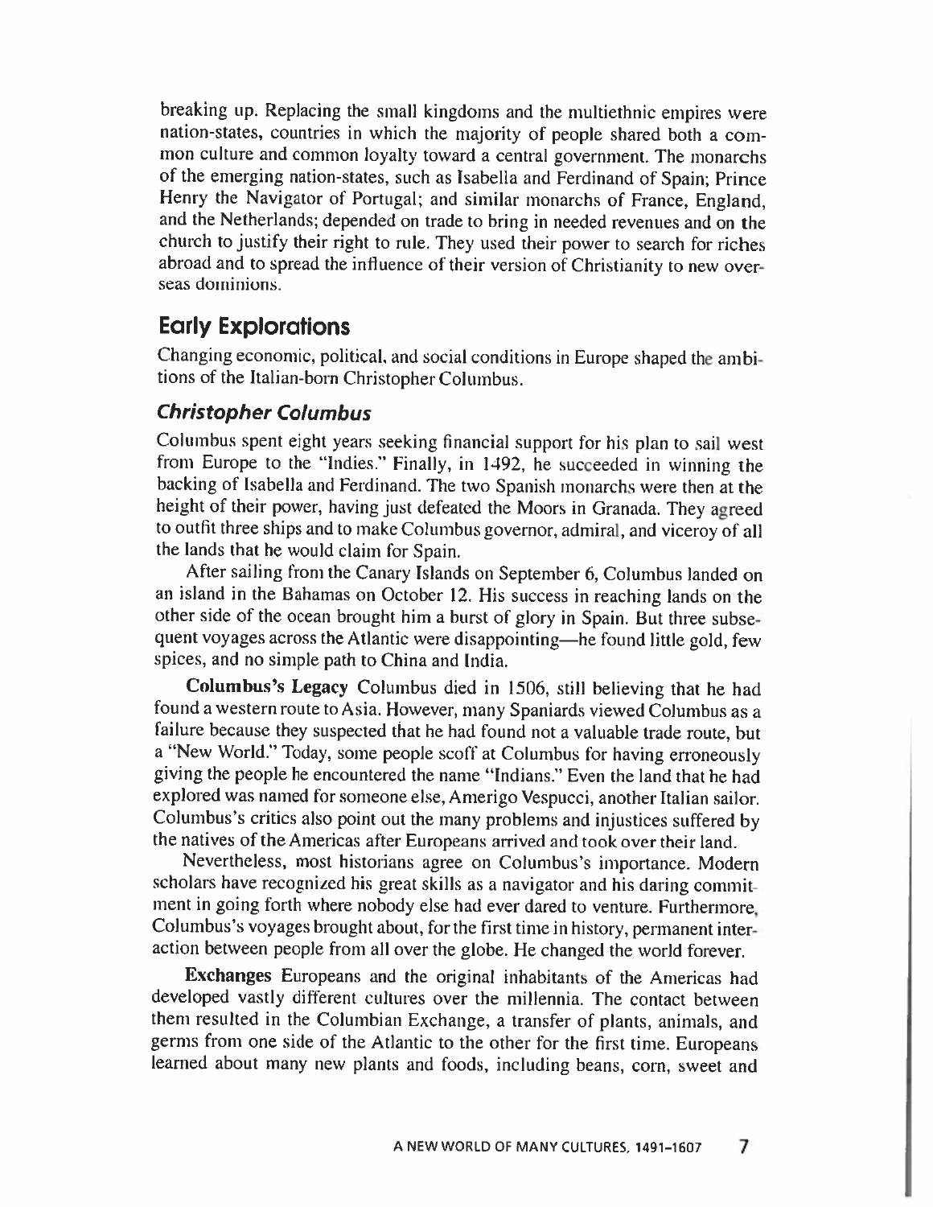breaking up. Replacing the small kingdoms and the multiethnic empires were nation-states, countries in which the majority of people shared both a common culture and common loyalty toward a central government. The monarchs of the emerging nation-states, such as Isabella and Ferdinand of Spain; Prince Henry the Navigator of Portugal; and similar monarchs of France, England, and the Netherlands; depended on trade to bring in needed revenues and on the church to justify their right to rule. They used their power to search for riches abroad and to spread the influence of their version of Christianity to new overseas dominions.

## Early Explorations

Changing economic, political, and social conditions in Europe shaped the ambitions of the Italian-born Christopher Columbus.

### *Christopher Columbus*

Columbus spent eight years seeking financial support for his plan to sail west from Europe to the "Indies." Finally, in 1492, he succeeded in winning the backing of Isabella and Ferdinand. The two Spanish monarchs were then at the height of their power, having just defeated the Moors in Granada. They agreed to outfit three ships and to make Columbus governor, admiral, and viceroy of all the lands that he would claim for Spain.

After sailing from the Canary Islands on September 6, Columbus landed on an island in the Bahamas on October 12. His success in reaching lands on the other side of the ocean brought him a burst of glory in Spain. But three subsequent voyages across the Atlantic were disappointing—he found little gold, few spices, and no simple path to China and India.

**Columbus's Legacy** Columbus died in 1506, still believing that he had found a western route to Asia. However, many Spaniards viewed Columbus as a failure because they suspected that he had found not a valuable trade route, but a "New World." Today, some people scoff at Columbus for having erroneously giving the people he encountered the name "Indians." Even the land that he had explored was named for someone else, Amerigo Vespucci, another Italian sailor. Columbus's critics also point out the many problems and injustices suffered by the natives of the Americas after Europeans arrived and took over their land.

Nevertheless, most historians agree on Columbus's importance. Modern scholars have recognized his great skills as a navigator and his daring commitment in going forth where nobody else had ever dared to venture. Furthermore, Columbus's voyages brought about, for the first time in history, permanent interaction between people from all over the globe. He changed the world forever.

**Exchanges** Europeans and the original inhabitants of the Americas had developed vastly different cultures over the millennia. The contact between them resulted in the Columbian Exchange, a transfer of plants, animals, and germs from one side of the Atlantic to the other for the first time. Europeans learned about many new plants and foods, including beans, corn, sweet and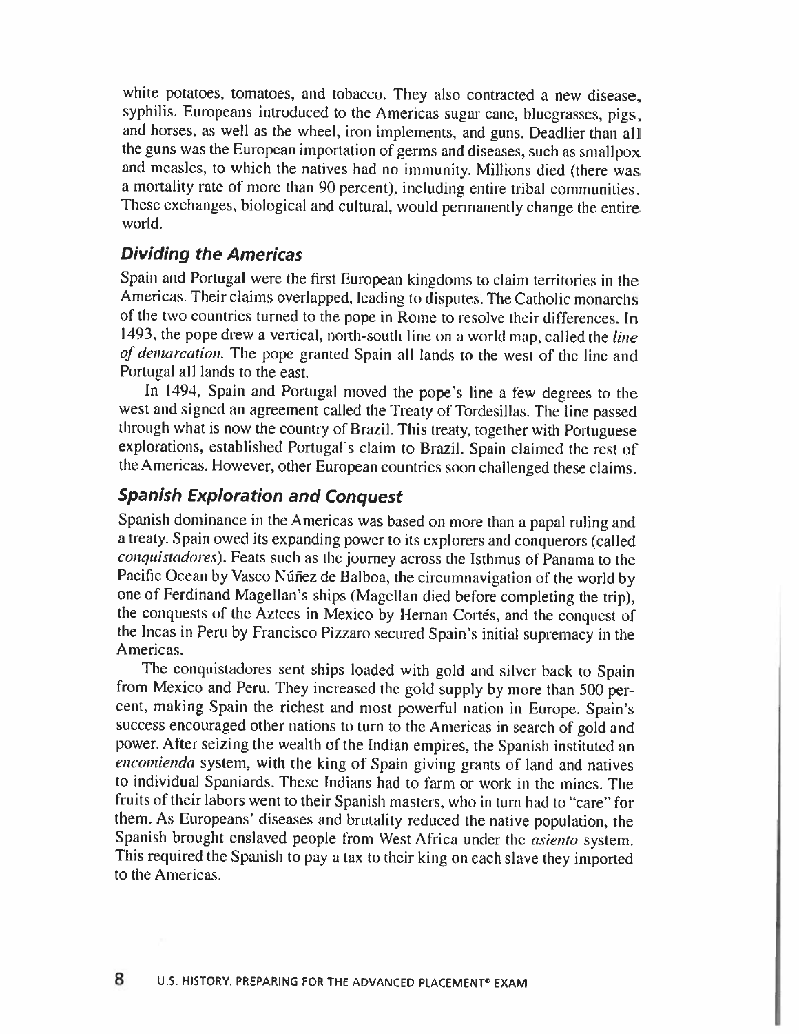white potatoes, tomatoes, and tobacco. They also contracted a new disease, syphilis. Europeans introduced to the Americas sugar cane, bluegrasses, pigs, and horses, as well as the wheel, iron implements, and guns. Deadlier than all the guns was the European importation of germs and diseases, such as smallpox and measles, to which the natives had no immunity. Millions died (there was a mortality rate of more than 90 percent), including entire tribal communities. These exchanges, biological and cultural, would permanently change the entire world.

### *Dividing the Americas*

Spain and Portugal were the first European kingdoms to claim territories in the Americas. Their claims overlapped, leading to disputes. The Catholic monarchs of the two countries turned to the pope in Rome to resolve their differences. In 1493, the pope drew a vertical, north-south line on a world map, called the *line of demarcation*. The pope granted Spain all lands to the west of the line and Portugal all lands to the east.

In 1494, Spain and Portugal moved the pope's line a few degrees to the west and signed an agreement called the Treaty of Tordesillas. The line passed through what is now the country of Brazil. This treaty, together with Portuguese explorations, established Portugal's claim to Brazil. Spain claimed the rest of the Americas. However, other European countries soon challenged these claims.

### *Spanish Exploration and Conquest*

Spanish dominance in the Americas was based on more than a papal ruling and a treaty. Spain owed its expanding power to its explorers and conquerors (called *conquistadores*). Feats such as the journey across the Isthmus of Panama to the Pacific Ocean by Vasco Núñez de Balboa, the circumnavigation of the world by one of Ferdinand Magellan's ships (Magellan died before completing the trip), the conquests of the Aztecs in Mexico by Hernan Cortés, and the conquest of the Incas in Peru by Francisco Pizzaro secured Spain's initial supremacy in the Americas.

The conquistadores sent ships loaded with gold and silver back to Spain from Mexico and Peru. They increased the gold supply by more than 500 percent, making Spain the richest and most powerful nation in Europe. Spain's success encouraged other nations to turn to the Americas in search of gold and power. After seizing the wealth of the Indian empires, the Spanish instituted an *encomienda* system, with the king of Spain giving grants of land and natives to individual Spaniards. These Indians had to farm or work in the mines. The fruits of their labors went to their Spanish masters, who in turn had to "care" for them. As Europeans' diseases and brutality reduced the native population, the Spanish brought enslaved people from West Africa under the *asiento* system. This required the Spanish to pay a tax to their king on each slave they imported to the Americas.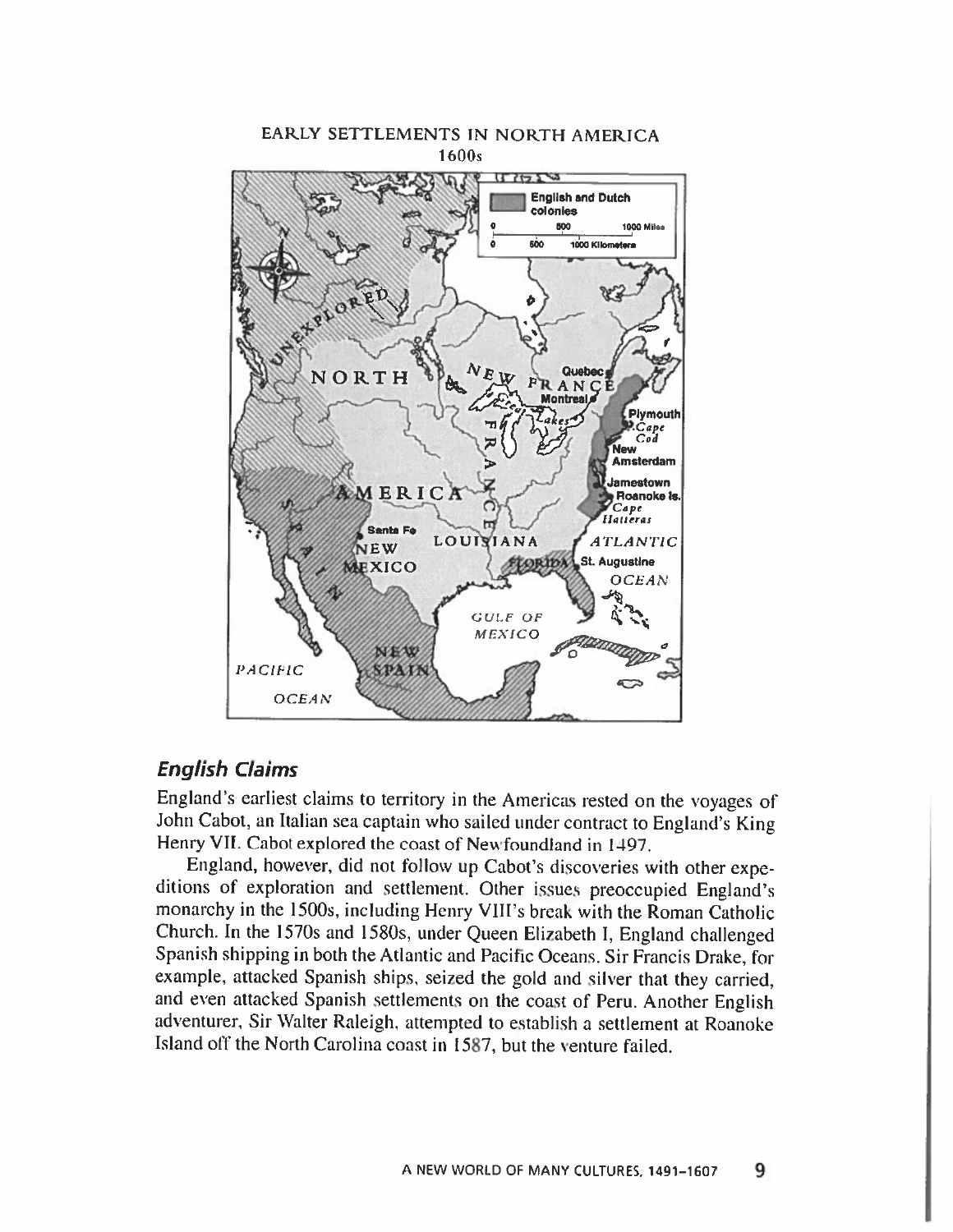EARLY SETTLEMENTS IN NORTH AMERICA
1600s

## *English Claims*

England's earliest claims to territory in the Americas rested on the voyages of John Cabot, an Italian sea captain who sailed under contract to England's King Henry VII. Cabot explored the coast of Newfoundland in 1497.

England, however, did not follow up Cabot's discoveries with other expeditions of exploration and settlement. Other issues preoccupied England's monarchy in the 1500s, including Henry VIII's break with the Roman Catholic Church. In the 1570s and 1580s, under Queen Elizabeth I, England challenged Spanish shipping in both the Atlantic and Pacific Oceans. Sir Francis Drake, for example, attacked Spanish ships, seized the gold and silver that they carried, and even attacked Spanish settlements on the coast of Peru. Another English adventurer, Sir Walter Raleigh, attempted to establish a settlement at Roanoke Island off the North Carolina coast in 1587, but the venture failed.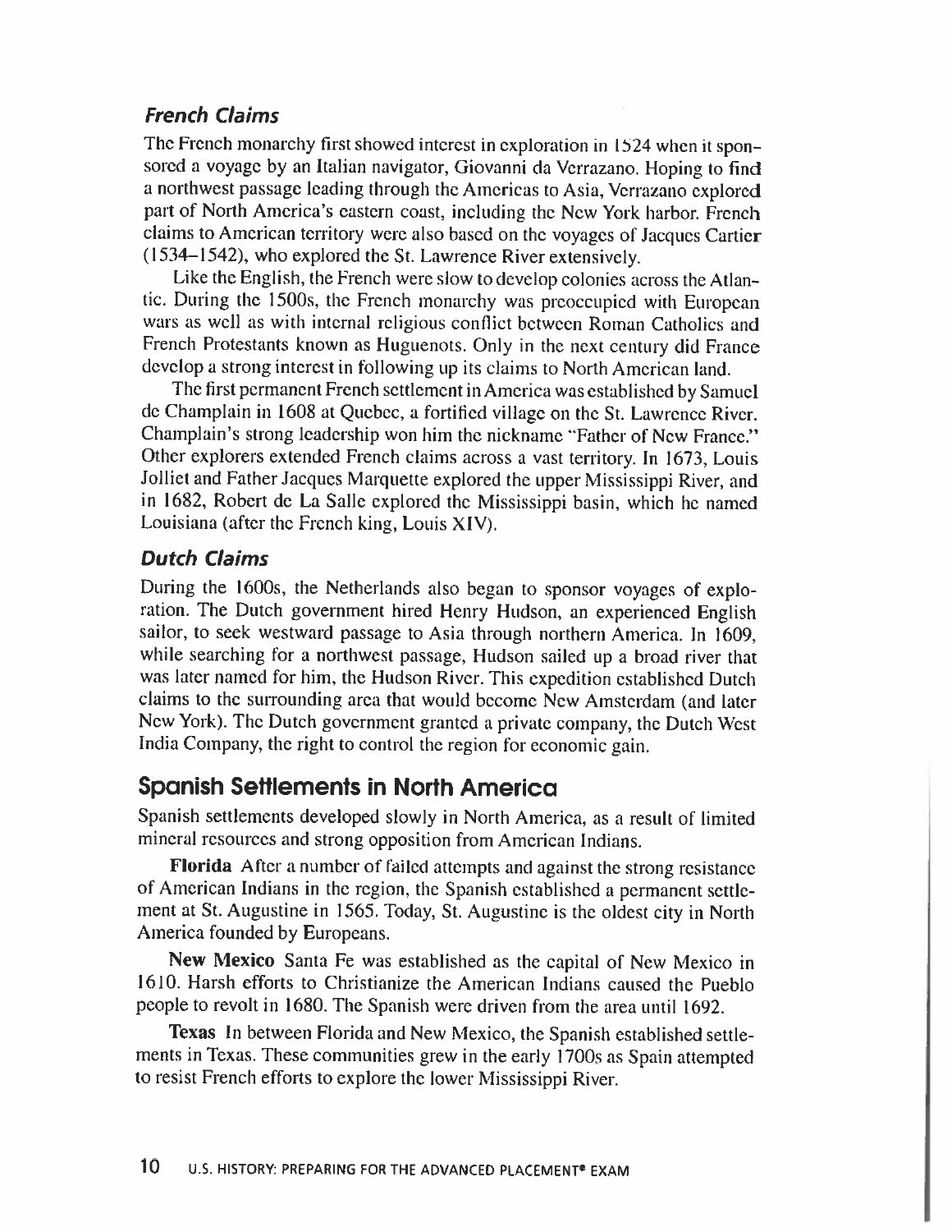### *French Claims*

The French monarchy first showed interest in exploration in 1524 when it sponsored a voyage by an Italian navigator, Giovanni da Verrazano. Hoping to find a northwest passage leading through the Americas to Asia, Verrazano explored part of North America's eastern coast, including the New York harbor. French claims to American territory were also based on the voyages of Jacques Cartier (1534–1542), who explored the St. Lawrence River extensively.

Like the English, the French were slow to develop colonies across the Atlantic. During the 1500s, the French monarchy was preoccupied with European wars as well as with internal religious conflict between Roman Catholics and French Protestants known as Huguenots. Only in the next century did France develop a strong interest in following up its claims to North American land.

The first permanent French settlement in America was established by Samuel de Champlain in 1608 at Quebec, a fortified village on the St. Lawrence River. Champlain's strong leadership won him the nickname "Father of New France." Other explorers extended French claims across a vast territory. In 1673, Louis Jolliet and Father Jacques Marquette explored the upper Mississippi River, and in 1682, Robert de La Salle explored the Mississippi basin, which he named Louisiana (after the French king, Louis XIV).

### *Dutch Claims*

During the 1600s, the Netherlands also began to sponsor voyages of exploration. The Dutch government hired Henry Hudson, an experienced English sailor, to seek westward passage to Asia through northern America. In 1609, while searching for a northwest passage, Hudson sailed up a broad river that was later named for him, the Hudson River. This expedition established Dutch claims to the surrounding area that would become New Amsterdam (and later New York). The Dutch government granted a private company, the Dutch West India Company, the right to control the region for economic gain.

## Spanish Settlements in North America

Spanish settlements developed slowly in North America, as a result of limited mineral resources and strong opposition from American Indians.

**Florida** After a number of failed attempts and against the strong resistance of American Indians in the region, the Spanish established a permanent settlement at St. Augustine in 1565. Today, St. Augustine is the oldest city in North America founded by Europeans.

**New Mexico** Santa Fe was established as the capital of New Mexico in 1610. Harsh efforts to Christianize the American Indians caused the Pueblo people to revolt in 1680. The Spanish were driven from the area until 1692.

**Texas** In between Florida and New Mexico, the Spanish established settlements in Texas. These communities grew in the early 1700s as Spain attempted to resist French efforts to explore the lower Mississippi River.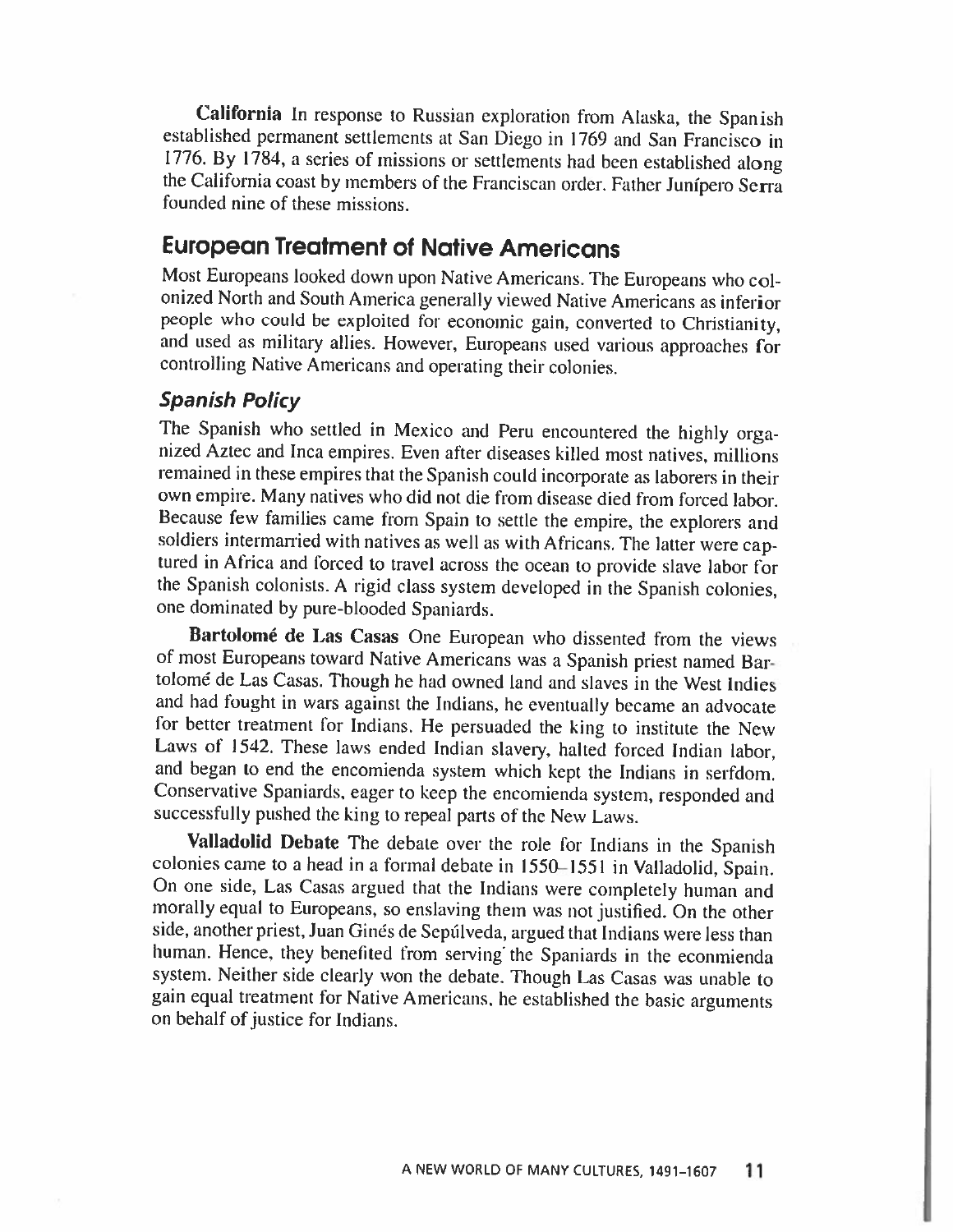**California** In response to Russian exploration from Alaska, the Spanish established permanent settlements at San Diego in 1769 and San Francisco in 1776. By 1784, a series of missions or settlements had been established along the California coast by members of the Franciscan order. Father Junípero Serra founded nine of these missions.

## European Treatment of Native Americans

Most Europeans looked down upon Native Americans. The Europeans who colonized North and South America generally viewed Native Americans as inferior people who could be exploited for economic gain, converted to Christianity, and used as military allies. However, Europeans used various approaches for controlling Native Americans and operating their colonies.

### *Spanish Policy*

The Spanish who settled in Mexico and Peru encountered the highly organized Aztec and Inca empires. Even after diseases killed most natives, millions remained in these empires that the Spanish could incorporate as laborers in their own empire. Many natives who did not die from disease died from forced labor. Because few families came from Spain to settle the empire, the explorers and soldiers intermarried with natives as well as with Africans. The latter were captured in Africa and forced to travel across the ocean to provide slave labor for the Spanish colonists. A rigid class system developed in the Spanish colonies, one dominated by pure-blooded Spaniards.

**Bartolomé de Las Casas** One European who dissented from the views of most Europeans toward Native Americans was a Spanish priest named Bartolomé de Las Casas. Though he had owned land and slaves in the West Indies and had fought in wars against the Indians, he eventually became an advocate for better treatment for Indians. He persuaded the king to institute the New Laws of 1542. These laws ended Indian slavery, halted forced Indian labor, and began to end the encomienda system which kept the Indians in serfdom. Conservative Spaniards, eager to keep the encomienda system, responded and successfully pushed the king to repeal parts of the New Laws.

**Valladolid Debate** The debate over the role for Indians in the Spanish colonies came to a head in a formal debate in 1550–1551 in Valladolid, Spain. On one side, Las Casas argued that the Indians were completely human and morally equal to Europeans, so enslaving them was not justified. On the other side, another priest, Juan Ginés de Sepúlveda, argued that Indians were less than human. Hence, they benefited from serving the Spaniards in the econmienda system. Neither side clearly won the debate. Though Las Casas was unable to gain equal treatment for Native Americans, he established the basic arguments on behalf of justice for Indians.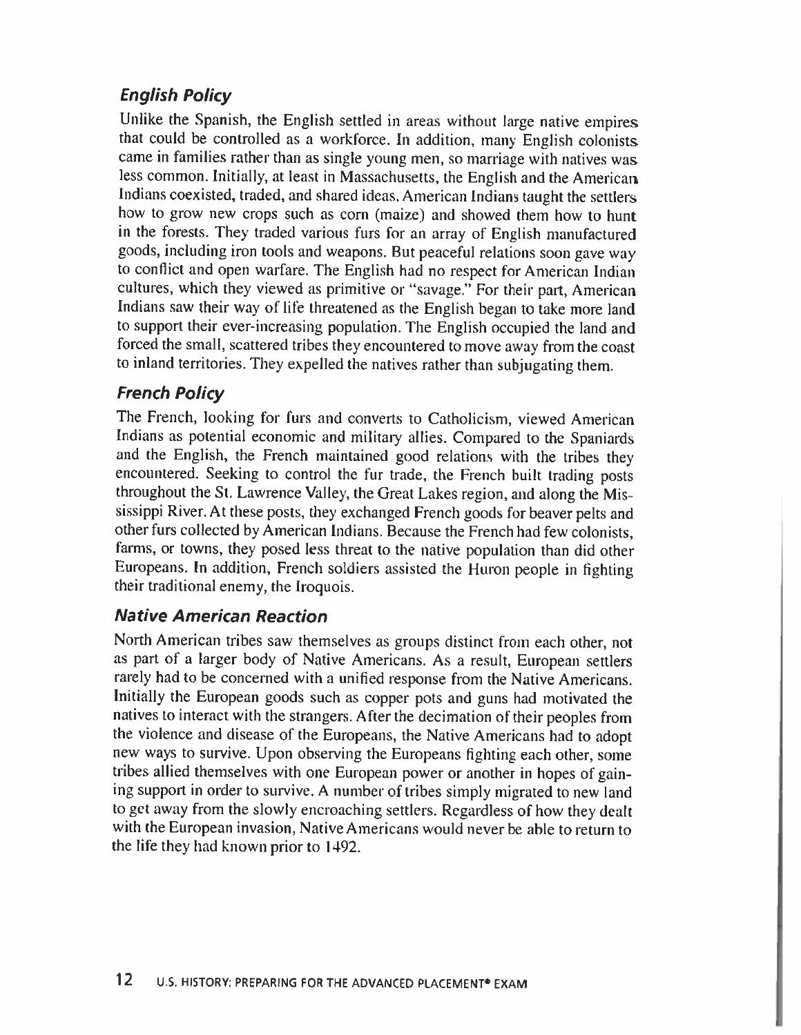### *English Policy*

Unlike the Spanish, the English settled in areas without large native empires that could be controlled as a workforce. In addition, many English colonists came in families rather than as single young men, so marriage with natives was less common. Initially, at least in Massachusetts, the English and the American Indians coexisted, traded, and shared ideas. American Indians taught the settlers how to grow new crops such as corn (maize) and showed them how to hunt in the forests. They traded various furs for an array of English manufactured goods, including iron tools and weapons. But peaceful relations soon gave way to conflict and open warfare. The English had no respect for American Indian cultures, which they viewed as primitive or "savage." For their part, American Indians saw their way of life threatened as the English began to take more land to support their ever-increasing population. The English occupied the land and forced the small, scattered tribes they encountered to move away from the coast to inland territories. They expelled the natives rather than subjugating them.

### *French Policy*

The French, looking for furs and converts to Catholicism, viewed American Indians as potential economic and military allies. Compared to the Spaniards and the English, the French maintained good relations with the tribes they encountered. Seeking to control the fur trade, the French built trading posts throughout the St. Lawrence Valley, the Great Lakes region, and along the Mississippi River. At these posts, they exchanged French goods for beaver pelts and other furs collected by American Indians. Because the French had few colonists, farms, or towns, they posed less threat to the native population than did other Europeans. In addition, French soldiers assisted the Huron people in fighting their traditional enemy, the Iroquois.

### *Native American Reaction*

North American tribes saw themselves as groups distinct from each other, not as part of a larger body of Native Americans. As a result, European settlers rarely had to be concerned with a unified response from the Native Americans. Initially the European goods such as copper pots and guns had motivated the natives to interact with the strangers. After the decimation of their peoples from the violence and disease of the Europeans, the Native Americans had to adopt new ways to survive. Upon observing the Europeans fighting each other, some tribes allied themselves with one European power or another in hopes of gaining support in order to survive. A number of tribes simply migrated to new land to get away from the slowly encroaching settlers. Regardless of how they dealt with the European invasion, Native Americans would never be able to return to the life they had known prior to 1492.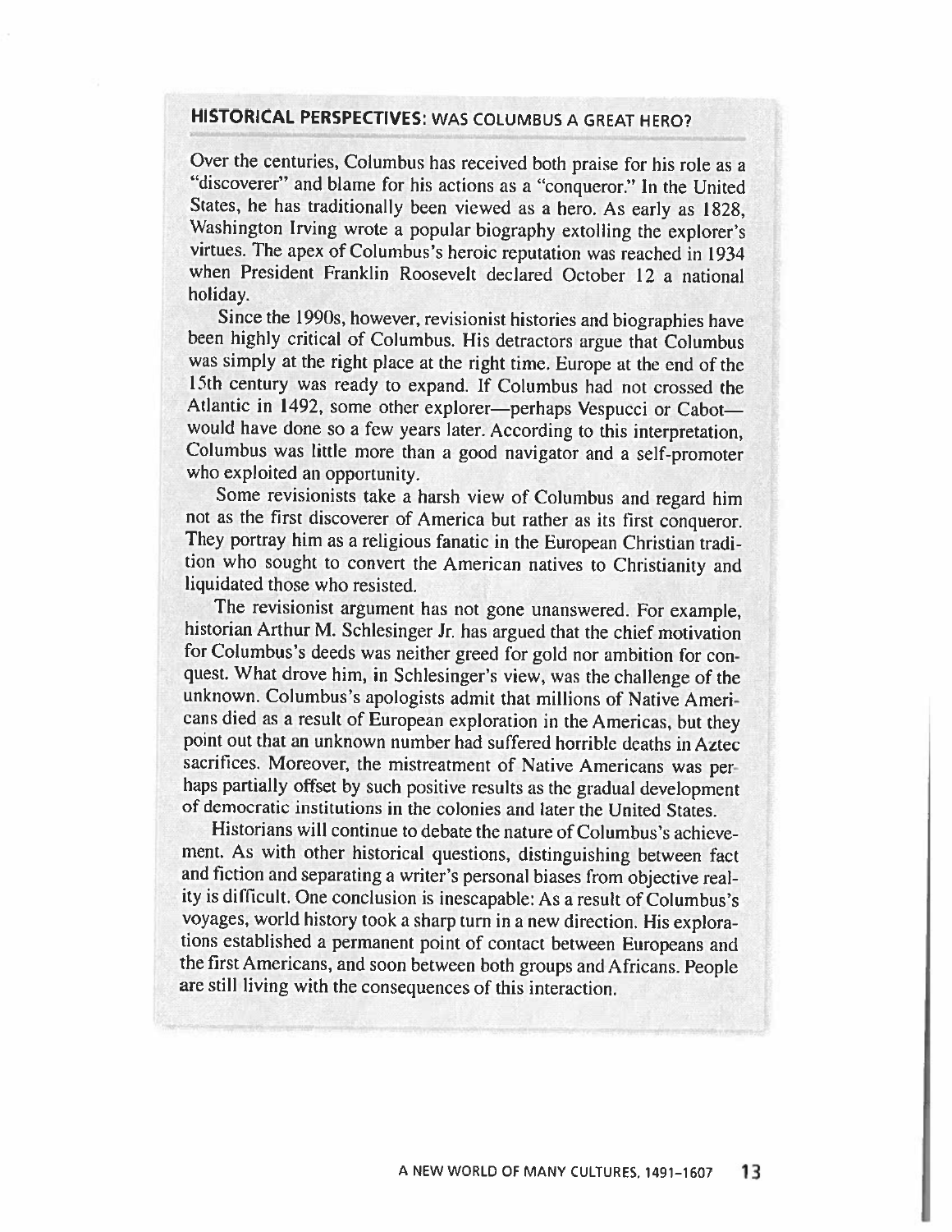## HISTORICAL PERSPECTIVES: WAS COLUMBUS A GREAT HERO?

Over the centuries, Columbus has received both praise for his role as a "discoverer" and blame for his actions as a "conqueror." In the United States, he has traditionally been viewed as a hero. As early as 1828, Washington Irving wrote a popular biography extolling the explorer's virtues. The apex of Columbus's heroic reputation was reached in 1934 when President Franklin Roosevelt declared October 12 a national holiday.

Since the 1990s, however, revisionist histories and biographies have been highly critical of Columbus. His detractors argue that Columbus was simply at the right place at the right time. Europe at the end of the 15th century was ready to expand. If Columbus had not crossed the Atlantic in 1492, some other explorer—perhaps Vespucci or Cabot—would have done so a few years later. According to this interpretation, Columbus was little more than a good navigator and a self-promoter who exploited an opportunity.

Some revisionists take a harsh view of Columbus and regard him not as the first discoverer of America but rather as its first conqueror. They portray him as a religious fanatic in the European Christian tradition who sought to convert the American natives to Christianity and liquidated those who resisted.

The revisionist argument has not gone unanswered. For example, historian Arthur M. Schlesinger Jr. has argued that the chief motivation for Columbus's deeds was neither greed for gold nor ambition for conquest. What drove him, in Schlesinger's view, was the challenge of the unknown. Columbus's apologists admit that millions of Native Americans died as a result of European exploration in the Americas, but they point out that an unknown number had suffered horrible deaths in Aztec sacrifices. Moreover, the mistreatment of Native Americans was perhaps partially offset by such positive results as the gradual development of democratic institutions in the colonies and later the United States.

Historians will continue to debate the nature of Columbus's achievement. As with other historical questions, distinguishing between fact and fiction and separating a writer's personal biases from objective reality is difficult. One conclusion is inescapable: As a result of Columbus's voyages, world history took a sharp turn in a new direction. His explorations established a permanent point of contact between Europeans and the first Americans, and soon between both groups and Africans. People are still living with the consequences of this interaction.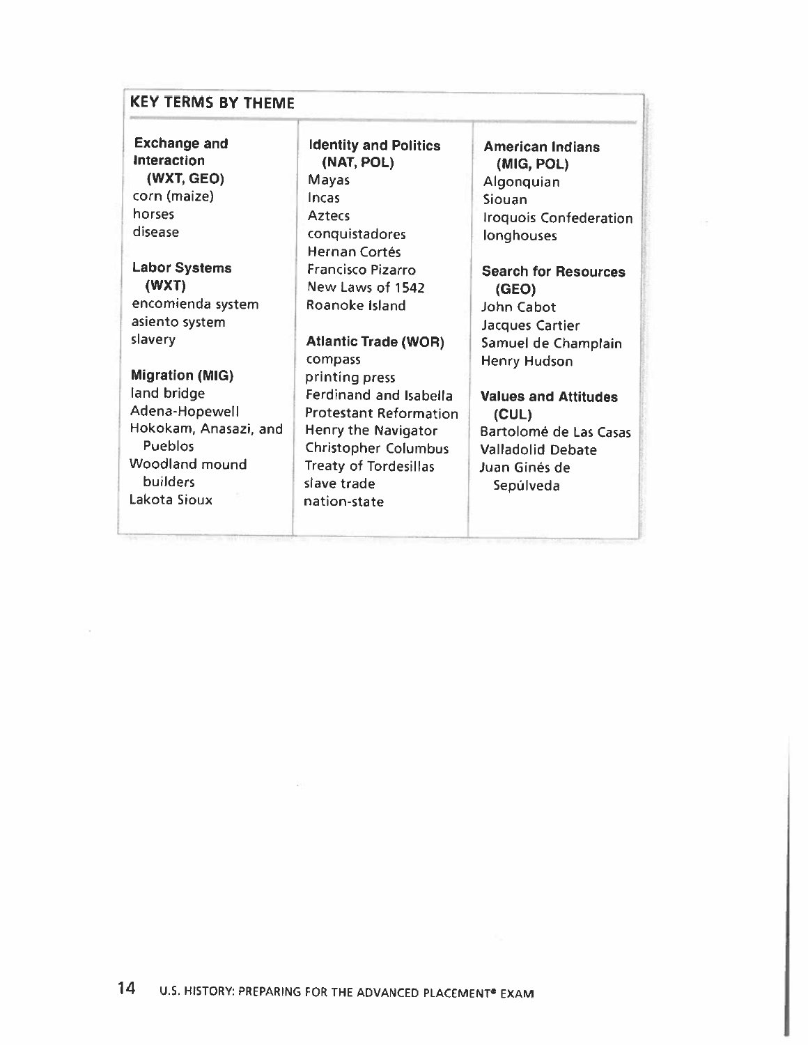## KEY TERMS BY THEME

**Exchange and Interaction (WXT, GEO)**
corn (maize)
horses
disease

**Labor Systems (WXT)**
encomienda system
asiento system
slavery

**Migration (MIG)**
land bridge
Adena-Hopewell
Hokokam, Anasazi, and Pueblos
Woodland mound builders
Lakota Sioux

**Identity and Politics (NAT, POL)**
Mayas
Incas
Aztecs
conquistadores
Hernan Cortés
Francisco Pizarro
New Laws of 1542
Roanoke Island

**Atlantic Trade (WOR)**
compass
printing press
Ferdinand and Isabella
Protestant Reformation
Henry the Navigator
Christopher Columbus
Treaty of Tordesillas
slave trade
nation-state

**American Indians (MIG, POL)**
Algonquian
Siouan
Iroquois Confederation
longhouses

**Search for Resources (GEO)**
John Cabot
Jacques Cartier
Samuel de Champlain
Henry Hudson

**Values and Attitudes (CUL)**
Bartolomé de Las Casas
Valladolid Debate
Juan Ginés de Sepúlveda